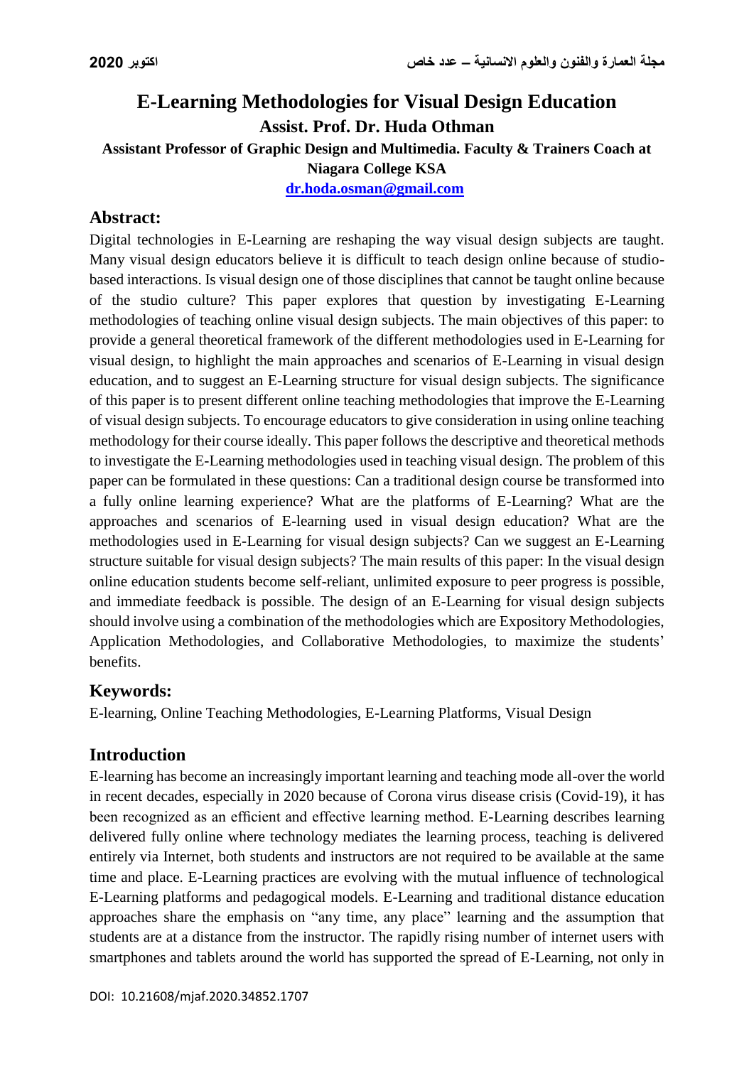# E-Learning Methodologies for Visual Design Education

**Assist. Prof. Dr. Huda Othman**

**Assistant Professor of Graphic Design and Multimedia. Faculty & Trainers Coach at Niagara College KSA**

**dr.hoda.osman@gmail.com**

## Abstract:

Digital technologies in E-Learning are reshaping the way visual design subjects are taught. Many visual design educators believe it is difficult to teach design online because of studio-based interactions. Is visual design one of those disciplines that cannot be taught online because of the studio culture? This paper explores that question by investigating E-Learning methodologies of teaching online visual design subjects. The main objectives of this paper: to provide a general theoretical framework of the different methodologies used in E-Learning for visual design, to highlight the main approaches and scenarios of E-Learning in visual design education, and to suggest an E-Learning structure for visual design subjects. The significance of this paper is to present different online teaching methodologies that improve the E-Learning of visual design subjects. To encourage educators to give consideration in using online teaching methodology for their course ideally. This paper follows the descriptive and theoretical methods to investigate the E-Learning methodologies used in teaching visual design. The problem of this paper can be formulated in these questions: Can a traditional design course be transformed into a fully online learning experience? What are the platforms of E-Learning? What are the approaches and scenarios of E-learning used in visual design education? What are the methodologies used in E-Learning for visual design subjects? Can we suggest an E-Learning structure suitable for visual design subjects? The main results of this paper: In the visual design online education students become self-reliant, unlimited exposure to peer progress is possible, and immediate feedback is possible. The design of an E-Learning for visual design subjects should involve using a combination of the methodologies which are Expository Methodologies, Application Methodologies, and Collaborative Methodologies, to maximize the students' benefits.

## Keywords:

E-learning, Online Teaching Methodologies, E-Learning Platforms, Visual Design

## Introduction

E-learning has become an increasingly important learning and teaching mode all-over the world in recent decades, especially in 2020 because of Corona virus disease crisis (Covid-19), it has been recognized as an efficient and effective learning method. E-Learning describes learning delivered fully online where technology mediates the learning process, teaching is delivered entirely via Internet, both students and instructors are not required to be available at the same time and place. E-Learning practices are evolving with the mutual influence of technological E-Learning platforms and pedagogical models. E-Learning and traditional distance education approaches share the emphasis on "any time, any place" learning and the assumption that students are at a distance from the instructor. The rapidly rising number of internet users with smartphones and tablets around the world has supported the spread of E-Learning, not only in

DOI: 10.21608/mjaf.2020.34852.1707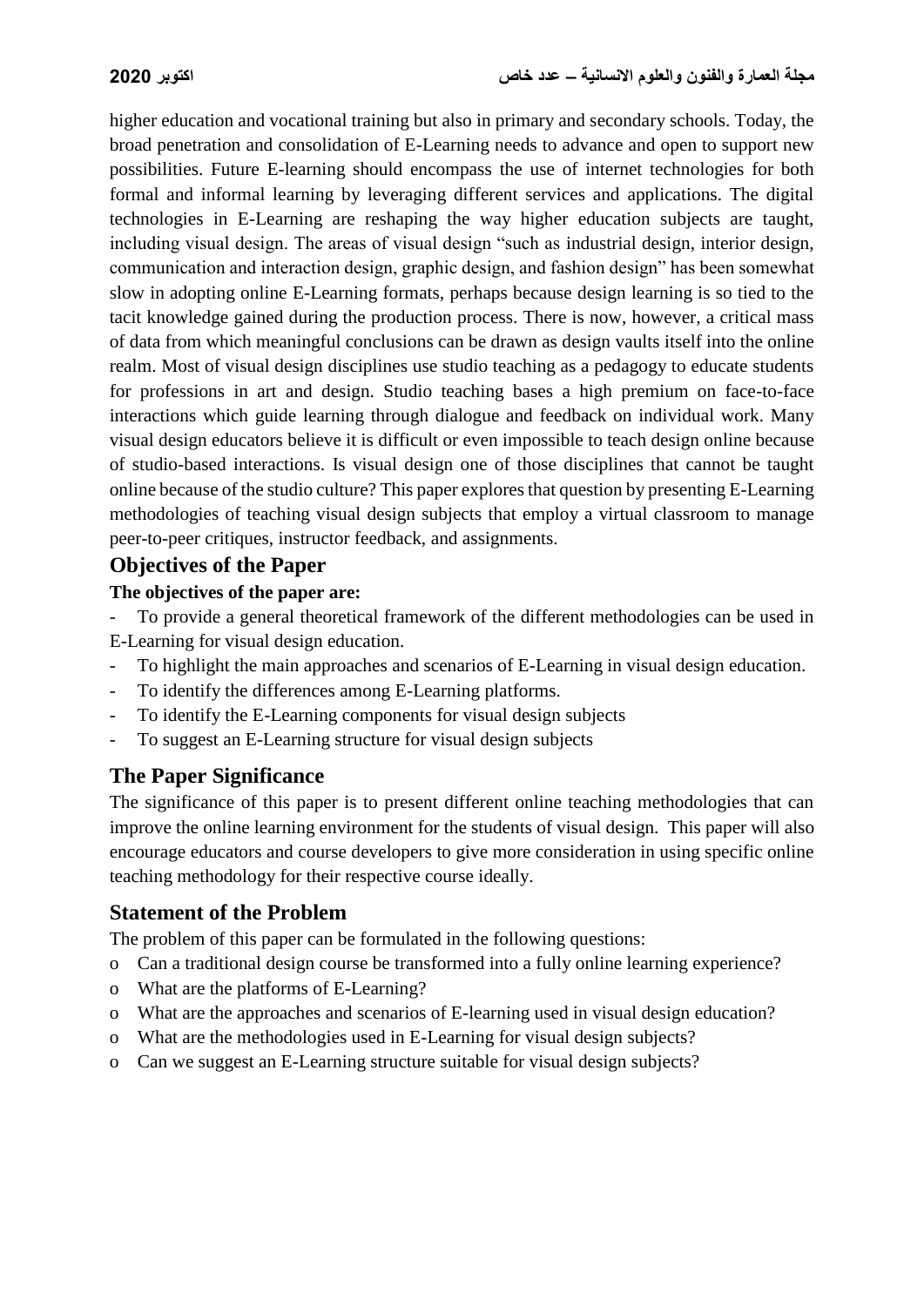higher education and vocational training but also in primary and secondary schools. Today, the broad penetration and consolidation of E-Learning needs to advance and open to support new possibilities. Future E-learning should encompass the use of internet technologies for both formal and informal learning by leveraging different services and applications. The digital technologies in E-Learning are reshaping the way higher education subjects are taught, including visual design. The areas of visual design "such as industrial design, interior design, communication and interaction design, graphic design, and fashion design" has been somewhat slow in adopting online E-Learning formats, perhaps because design learning is so tied to the tacit knowledge gained during the production process. There is now, however, a critical mass of data from which meaningful conclusions can be drawn as design vaults itself into the online realm. Most of visual design disciplines use studio teaching as a pedagogy to educate students for professions in art and design. Studio teaching bases a high premium on face-to-face interactions which guide learning through dialogue and feedback on individual work. Many visual design educators believe it is difficult or even impossible to teach design online because of studio-based interactions. Is visual design one of those disciplines that cannot be taught online because of the studio culture? This paper explores that question by presenting E-Learning methodologies of teaching visual design subjects that employ a virtual classroom to manage peer-to-peer critiques, instructor feedback, and assignments.

## Objectives of the Paper

**The objectives of the paper are:**

- To provide a general theoretical framework of the different methodologies can be used in E-Learning for visual design education.
- To highlight the main approaches and scenarios of E-Learning in visual design education.
- To identify the differences among E-Learning platforms.
- To identify the E-Learning components for visual design subjects
- To suggest an E-Learning structure for visual design subjects

## The Paper Significance

The significance of this paper is to present different online teaching methodologies that can improve the online learning environment for the students of visual design. This paper will also encourage educators and course developers to give more consideration in using specific online teaching methodology for their respective course ideally.

## Statement of the Problem

The problem of this paper can be formulated in the following questions:

- Can a traditional design course be transformed into a fully online learning experience?
- What are the platforms of E-Learning?
- What are the approaches and scenarios of E-learning used in visual design education?
- What are the methodologies used in E-Learning for visual design subjects?
- Can we suggest an E-Learning structure suitable for visual design subjects?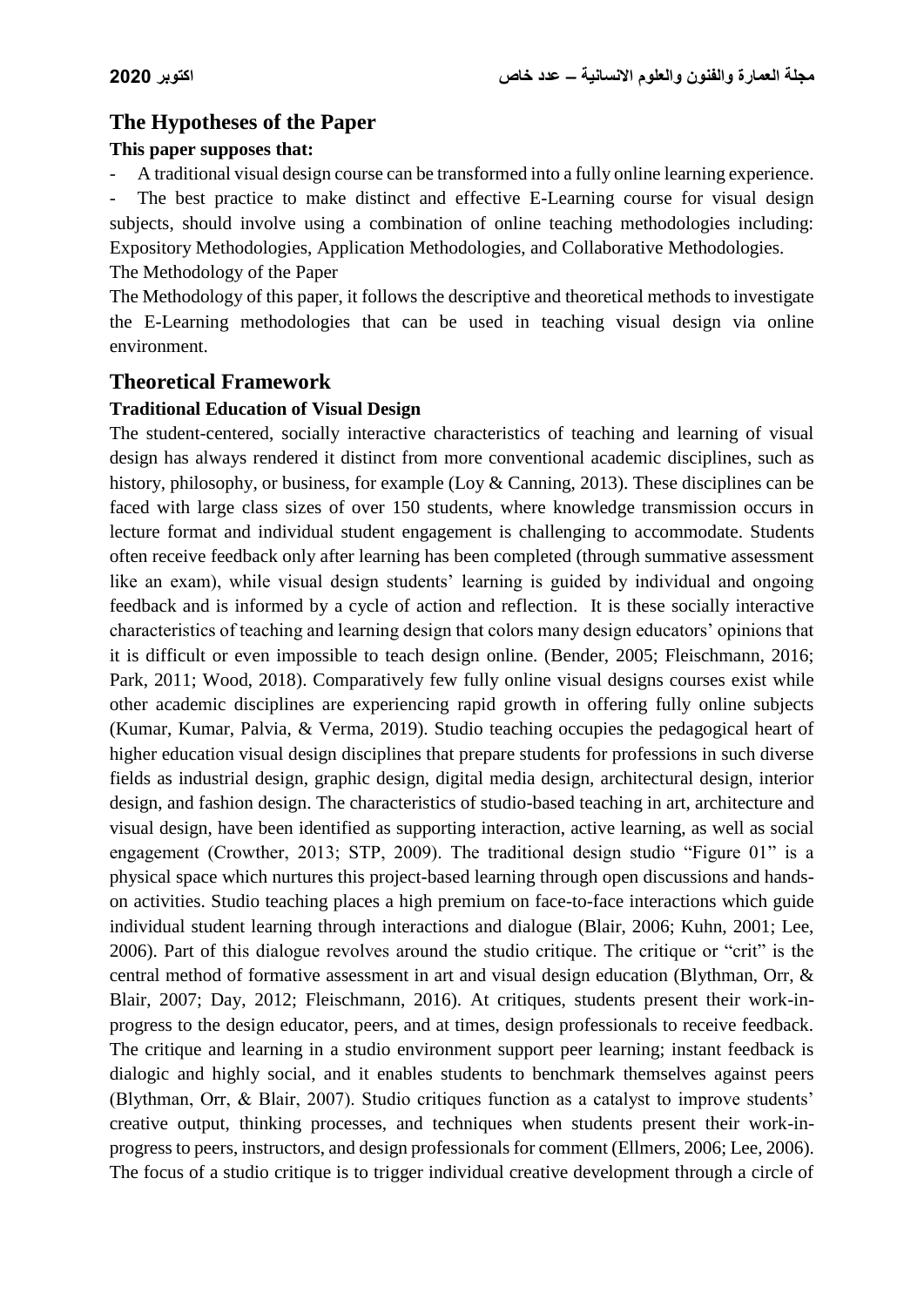## The Hypotheses of the Paper

**This paper supposes that:**

- A traditional visual design course can be transformed into a fully online learning experience.
- The best practice to make distinct and effective E-Learning course for visual design subjects, should involve using a combination of online teaching methodologies including: Expository Methodologies, Application Methodologies, and Collaborative Methodologies.

The Methodology of the Paper

The Methodology of this paper, it follows the descriptive and theoretical methods to investigate the E-Learning methodologies that can be used in teaching visual design via online environment.

## Theoretical Framework

### Traditional Education of Visual Design

The student-centered, socially interactive characteristics of teaching and learning of visual design has always rendered it distinct from more conventional academic disciplines, such as history, philosophy, or business, for example (Loy & Canning, 2013). These disciplines can be faced with large class sizes of over 150 students, where knowledge transmission occurs in lecture format and individual student engagement is challenging to accommodate. Students often receive feedback only after learning has been completed (through summative assessment like an exam), while visual design students' learning is guided by individual and ongoing feedback and is informed by a cycle of action and reflection. It is these socially interactive characteristics of teaching and learning design that colors many design educators' opinions that it is difficult or even impossible to teach design online. (Bender, 2005; Fleischmann, 2016; Park, 2011; Wood, 2018). Comparatively few fully online visual designs courses exist while other academic disciplines are experiencing rapid growth in offering fully online subjects (Kumar, Kumar, Palvia, & Verma, 2019). Studio teaching occupies the pedagogical heart of higher education visual design disciplines that prepare students for professions in such diverse fields as industrial design, graphic design, digital media design, architectural design, interior design, and fashion design. The characteristics of studio-based teaching in art, architecture and visual design, have been identified as supporting interaction, active learning, as well as social engagement (Crowther, 2013; STP, 2009). The traditional design studio "Figure 01" is a physical space which nurtures this project-based learning through open discussions and hands-on activities. Studio teaching places a high premium on face-to-face interactions which guide individual student learning through interactions and dialogue (Blair, 2006; Kuhn, 2001; Lee, 2006). Part of this dialogue revolves around the studio critique. The critique or "crit" is the central method of formative assessment in art and visual design education (Blythman, Orr, & Blair, 2007; Day, 2012; Fleischmann, 2016). At critiques, students present their work-in-progress to the design educator, peers, and at times, design professionals to receive feedback. The critique and learning in a studio environment support peer learning; instant feedback is dialogic and highly social, and it enables students to benchmark themselves against peers (Blythman, Orr, & Blair, 2007). Studio critiques function as a catalyst to improve students' creative output, thinking processes, and techniques when students present their work-in-progress to peers, instructors, and design professionals for comment (Ellmers, 2006; Lee, 2006). The focus of a studio critique is to trigger individual creative development through a circle of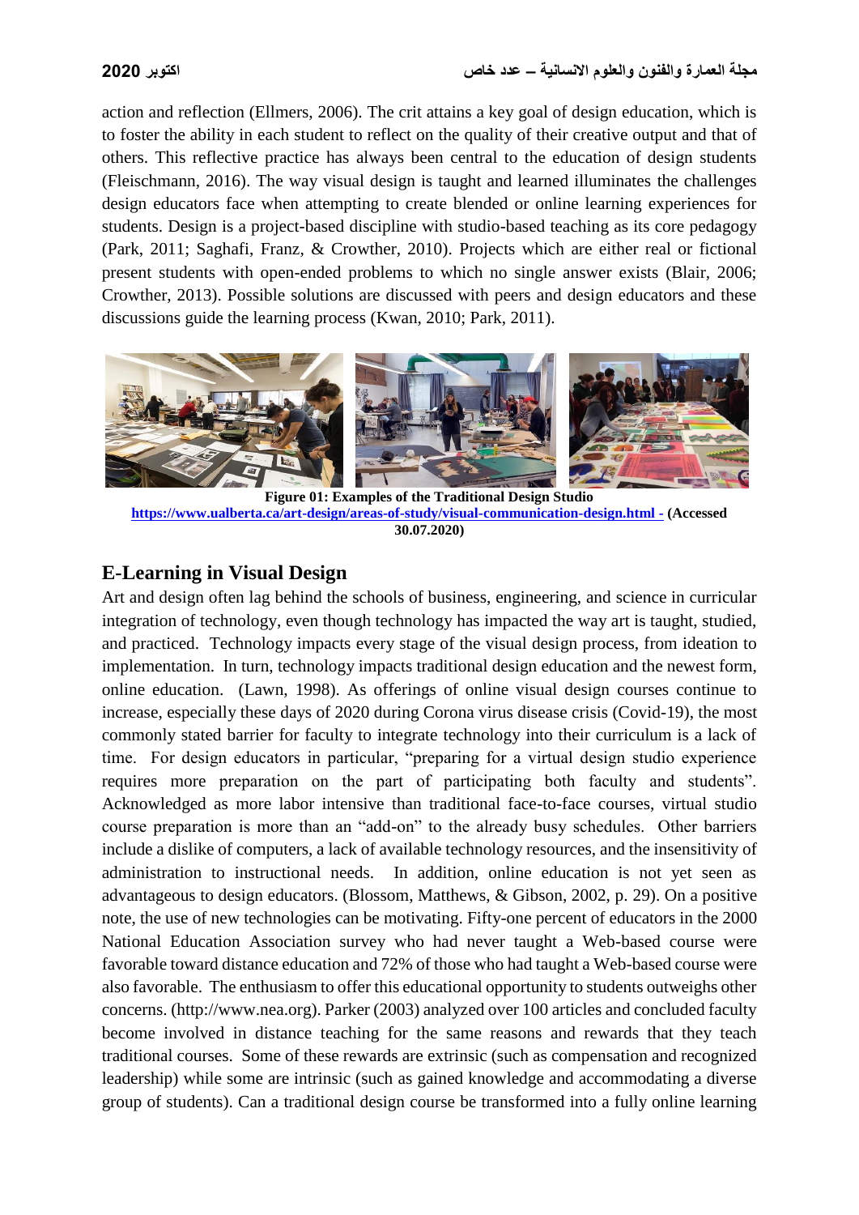action and reflection (Ellmers, 2006). The crit attains a key goal of design education, which is to foster the ability in each student to reflect on the quality of their creative output and that of others. This reflective practice has always been central to the education of design students (Fleischmann, 2016). The way visual design is taught and learned illuminates the challenges design educators face when attempting to create blended or online learning experiences for students. Design is a project-based discipline with studio-based teaching as its core pedagogy (Park, 2011; Saghafi, Franz, & Crowther, 2010). Projects which are either real or fictional present students with open-ended problems to which no single answer exists (Blair, 2006; Crowther, 2013). Possible solutions are discussed with peers and design educators and these discussions guide the learning process (Kwan, 2010; Park, 2011).

**Figure 01: Examples of the Traditional Design Studio**
**https://www.ualberta.ca/art-design/areas-of-study/visual-communication-design.html - (Accessed 30.07.2020)**

## E-Learning in Visual Design

Art and design often lag behind the schools of business, engineering, and science in curricular integration of technology, even though technology has impacted the way art is taught, studied, and practiced. Technology impacts every stage of the visual design process, from ideation to implementation. In turn, technology impacts traditional design education and the newest form, online education. (Lawn, 1998). As offerings of online visual design courses continue to increase, especially these days of 2020 during Corona virus disease crisis (Covid-19), the most commonly stated barrier for faculty to integrate technology into their curriculum is a lack of time. For design educators in particular, "preparing for a virtual design studio experience requires more preparation on the part of participating both faculty and students". Acknowledged as more labor intensive than traditional face-to-face courses, virtual studio course preparation is more than an "add-on" to the already busy schedules. Other barriers include a dislike of computers, a lack of available technology resources, and the insensitivity of administration to instructional needs. In addition, online education is not yet seen as advantageous to design educators. (Blossom, Matthews, & Gibson, 2002, p. 29). On a positive note, the use of new technologies can be motivating. Fifty-one percent of educators in the 2000 National Education Association survey who had never taught a Web-based course were favorable toward distance education and 72% of those who had taught a Web-based course were also favorable. The enthusiasm to offer this educational opportunity to students outweighs other concerns. (http://www.nea.org). Parker (2003) analyzed over 100 articles and concluded faculty become involved in distance teaching for the same reasons and rewards that they teach traditional courses. Some of these rewards are extrinsic (such as compensation and recognized leadership) while some are intrinsic (such as gained knowledge and accommodating a diverse group of students). Can a traditional design course be transformed into a fully online learning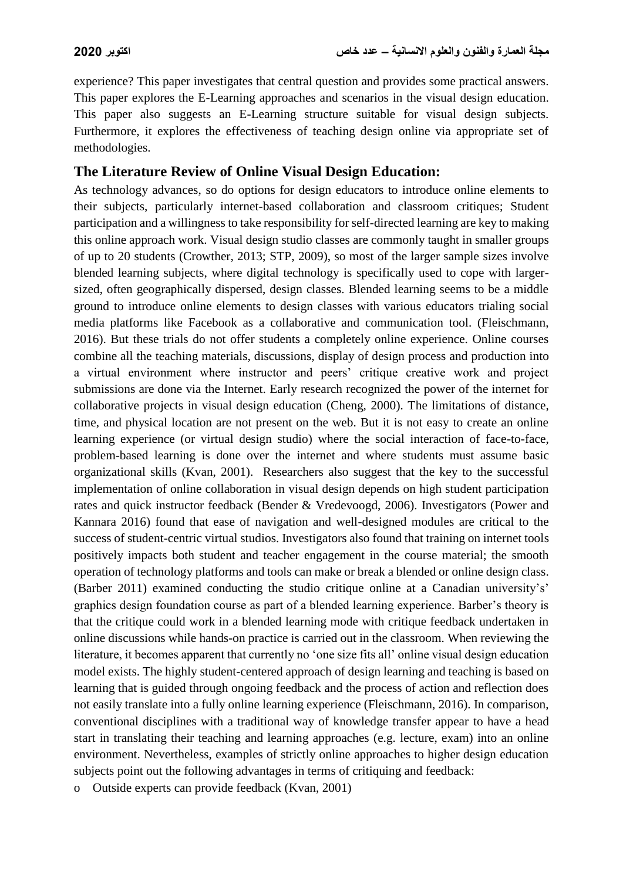experience? This paper investigates that central question and provides some practical answers. This paper explores the E-Learning approaches and scenarios in the visual design education. This paper also suggests an E-Learning structure suitable for visual design subjects. Furthermore, it explores the effectiveness of teaching design online via appropriate set of methodologies.

## The Literature Review of Online Visual Design Education:

As technology advances, so do options for design educators to introduce online elements to their subjects, particularly internet-based collaboration and classroom critiques; Student participation and a willingness to take responsibility for self-directed learning are key to making this online approach work. Visual design studio classes are commonly taught in smaller groups of up to 20 students (Crowther, 2013; STP, 2009), so most of the larger sample sizes involve blended learning subjects, where digital technology is specifically used to cope with larger-sized, often geographically dispersed, design classes. Blended learning seems to be a middle ground to introduce online elements to design classes with various educators trialing social media platforms like Facebook as a collaborative and communication tool. (Fleischmann, 2016). But these trials do not offer students a completely online experience. Online courses combine all the teaching materials, discussions, display of design process and production into a virtual environment where instructor and peers' critique creative work and project submissions are done via the Internet. Early research recognized the power of the internet for collaborative projects in visual design education (Cheng, 2000). The limitations of distance, time, and physical location are not present on the web. But it is not easy to create an online learning experience (or virtual design studio) where the social interaction of face-to-face, problem-based learning is done over the internet and where students must assume basic organizational skills (Kvan, 2001). Researchers also suggest that the key to the successful implementation of online collaboration in visual design depends on high student participation rates and quick instructor feedback (Bender & Vredevoogd, 2006). Investigators (Power and Kannara 2016) found that ease of navigation and well-designed modules are critical to the success of student-centric virtual studios. Investigators also found that training on internet tools positively impacts both student and teacher engagement in the course material; the smooth operation of technology platforms and tools can make or break a blended or online design class. (Barber 2011) examined conducting the studio critique online at a Canadian university's' graphics design foundation course as part of a blended learning experience. Barber's theory is that the critique could work in a blended learning mode with critique feedback undertaken in online discussions while hands-on practice is carried out in the classroom. When reviewing the literature, it becomes apparent that currently no 'one size fits all' online visual design education model exists. The highly student-centered approach of design learning and teaching is based on learning that is guided through ongoing feedback and the process of action and reflection does not easily translate into a fully online learning experience (Fleischmann, 2016). In comparison, conventional disciplines with a traditional way of knowledge transfer appear to have a head start in translating their teaching and learning approaches (e.g. lecture, exam) into an online environment. Nevertheless, examples of strictly online approaches to higher design education subjects point out the following advantages in terms of critiquing and feedback:

- Outside experts can provide feedback (Kvan, 2001)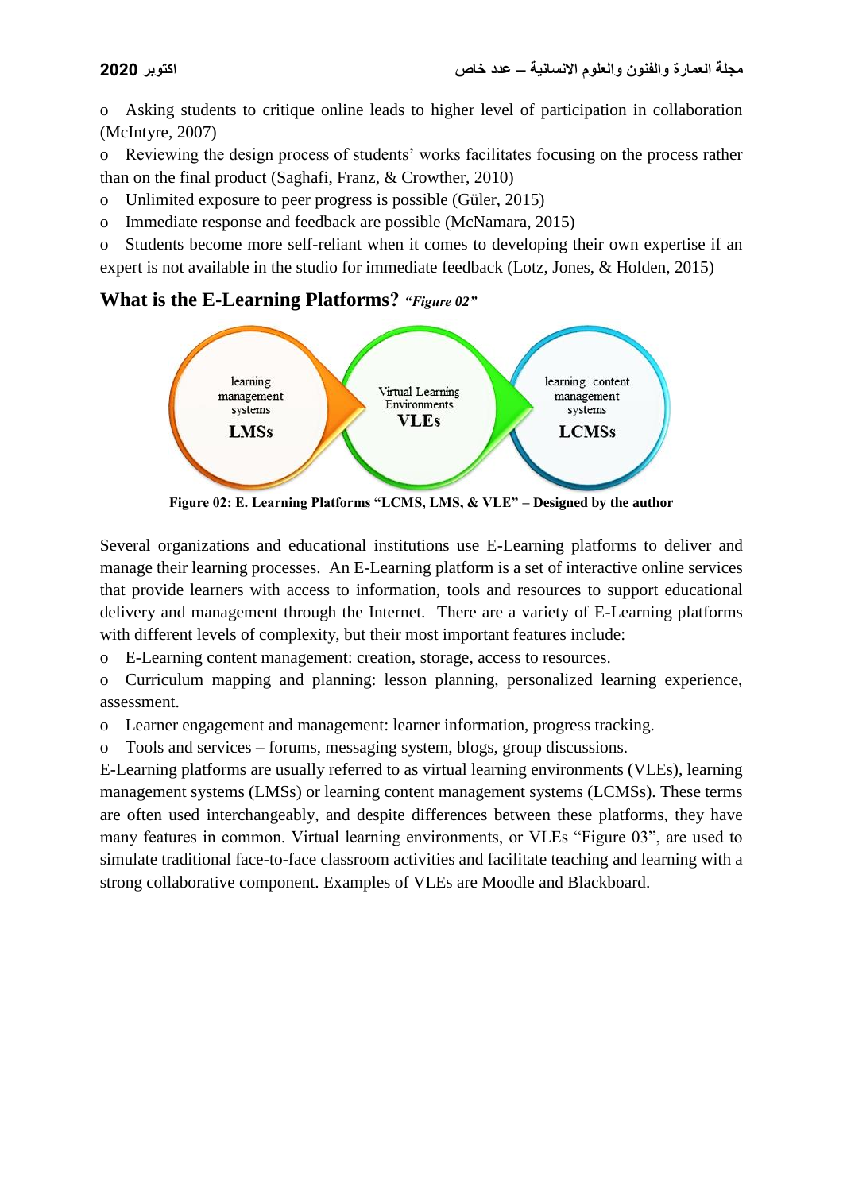- Asking students to critique online leads to higher level of participation in collaboration (McIntyre, 2007)
- Reviewing the design process of students' works facilitates focusing on the process rather than on the final product (Saghafi, Franz, & Crowther, 2010)
- Unlimited exposure to peer progress is possible (Güler, 2015)
- Immediate response and feedback are possible (McNamara, 2015)
- Students become more self-reliant when it comes to developing their own expertise if an expert is not available in the studio for immediate feedback (Lotz, Jones, & Holden, 2015)

## What is the E-Learning Platforms? *"Figure 02"*

learning management systems **LMSs**

Virtual Learning Environments **VLEs**

learning content management systems **LCMSs**

**Figure 02: E. Learning Platforms "LCMS, LMS, & VLE" – Designed by the author**

Several organizations and educational institutions use E-Learning platforms to deliver and manage their learning processes. An E-Learning platform is a set of interactive online services that provide learners with access to information, tools and resources to support educational delivery and management through the Internet. There are a variety of E-Learning platforms with different levels of complexity, but their most important features include:

- E-Learning content management: creation, storage, access to resources.
- Curriculum mapping and planning: lesson planning, personalized learning experience, assessment.
- Learner engagement and management: learner information, progress tracking.
- Tools and services – forums, messaging system, blogs, group discussions.

E-Learning platforms are usually referred to as virtual learning environments (VLEs), learning management systems (LMSs) or learning content management systems (LCMSs). These terms are often used interchangeably, and despite differences between these platforms, they have many features in common. Virtual learning environments, or VLEs "Figure 03", are used to simulate traditional face-to-face classroom activities and facilitate teaching and learning with a strong collaborative component. Examples of VLEs are Moodle and Blackboard.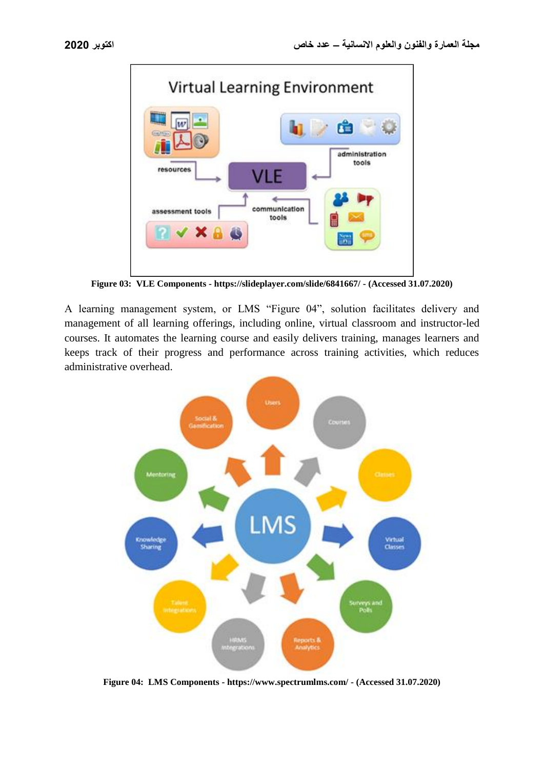Figure 03: VLE Components - https://slideplayer.com/slide/6841667/ - (Accessed 31.07.2020)

A learning management system, or LMS "Figure 04", solution facilitates delivery and management of all learning offerings, including online, virtual classroom and instructor-led courses. It automates the learning course and easily delivers training, manages learners and keeps track of their progress and performance across training activities, which reduces administrative overhead.

Figure 04: LMS Components - https://www.spectrumlms.com/ - (Accessed 31.07.2020)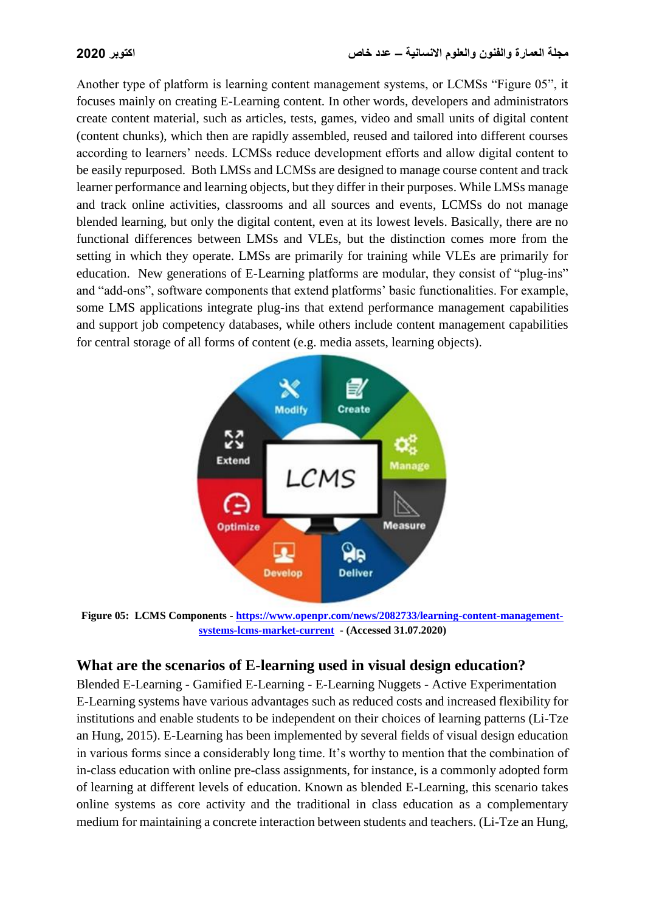Another type of platform is learning content management systems, or LCMSs "Figure 05", it focuses mainly on creating E-Learning content. In other words, developers and administrators create content material, such as articles, tests, games, video and small units of digital content (content chunks), which then are rapidly assembled, reused and tailored into different courses according to learners' needs. LCMSs reduce development efforts and allow digital content to be easily repurposed. Both LMSs and LCMSs are designed to manage course content and track learner performance and learning objects, but they differ in their purposes. While LMSs manage and track online activities, classrooms and all sources and events, LCMSs do not manage blended learning, but only the digital content, even at its lowest levels. Basically, there are no functional differences between LMSs and VLEs, but the distinction comes more from the setting in which they operate. LMSs are primarily for training while VLEs are primarily for education. New generations of E-Learning platforms are modular, they consist of "plug-ins" and "add-ons", software components that extend platforms' basic functionalities. For example, some LMS applications integrate plug-ins that extend performance management capabilities and support job competency databases, while others include content management capabilities for central storage of all forms of content (e.g. media assets, learning objects).

**Figure 05: LCMS Components** - https://www.openpr.com/news/2082733/learning-content-management-systems-lcms-market-current - **(Accessed 31.07.2020)**

## What are the scenarios of E-learning used in visual design education?

Blended E-Learning - Gamified E-Learning - E-Learning Nuggets - Active Experimentation

E-Learning systems have various advantages such as reduced costs and increased flexibility for institutions and enable students to be independent on their choices of learning patterns (Li-Tze an Hung, 2015). E-Learning has been implemented by several fields of visual design education in various forms since a considerably long time. It's worthy to mention that the combination of in-class education with online pre-class assignments, for instance, is a commonly adopted form of learning at different levels of education. Known as blended E-Learning, this scenario takes online systems as core activity and the traditional in class education as a complementary medium for maintaining a concrete interaction between students and teachers. (Li-Tze an Hung,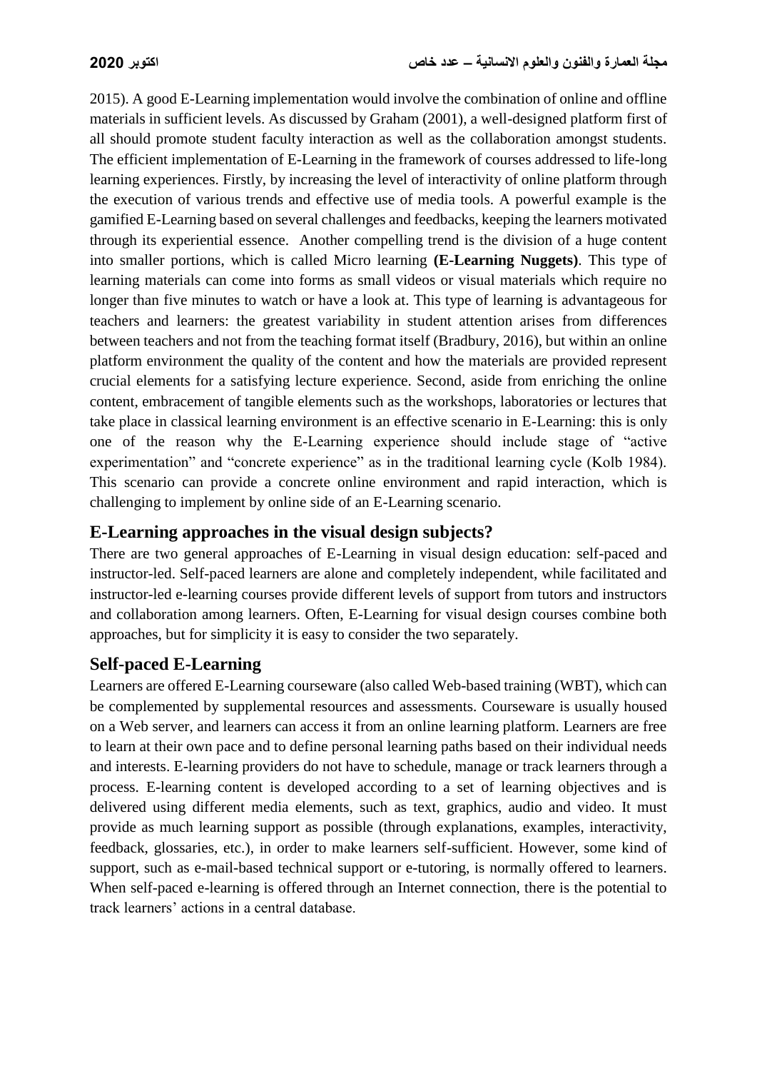2015). A good E-Learning implementation would involve the combination of online and offline materials in sufficient levels. As discussed by Graham (2001), a well-designed platform first of all should promote student faculty interaction as well as the collaboration amongst students. The efficient implementation of E-Learning in the framework of courses addressed to life-long learning experiences. Firstly, by increasing the level of interactivity of online platform through the execution of various trends and effective use of media tools. A powerful example is the gamified E-Learning based on several challenges and feedbacks, keeping the learners motivated through its experiential essence. Another compelling trend is the division of a huge content into smaller portions, which is called Micro learning **(E-Learning Nuggets)**. This type of learning materials can come into forms as small videos or visual materials which require no longer than five minutes to watch or have a look at. This type of learning is advantageous for teachers and learners: the greatest variability in student attention arises from differences between teachers and not from the teaching format itself (Bradbury, 2016), but within an online platform environment the quality of the content and how the materials are provided represent crucial elements for a satisfying lecture experience. Second, aside from enriching the online content, embracement of tangible elements such as the workshops, laboratories or lectures that take place in classical learning environment is an effective scenario in E-Learning: this is only one of the reason why the E-Learning experience should include stage of "active experimentation" and "concrete experience" as in the traditional learning cycle (Kolb 1984). This scenario can provide a concrete online environment and rapid interaction, which is challenging to implement by online side of an E-Learning scenario.

## E-Learning approaches in the visual design subjects?

There are two general approaches of E-Learning in visual design education: self-paced and instructor-led. Self-paced learners are alone and completely independent, while facilitated and instructor-led e-learning courses provide different levels of support from tutors and instructors and collaboration among learners. Often, E-Learning for visual design courses combine both approaches, but for simplicity it is easy to consider the two separately.

## Self-paced E-Learning

Learners are offered E-Learning courseware (also called Web-based training (WBT), which can be complemented by supplemental resources and assessments. Courseware is usually housed on a Web server, and learners can access it from an online learning platform. Learners are free to learn at their own pace and to define personal learning paths based on their individual needs and interests. E-learning providers do not have to schedule, manage or track learners through a process. E-learning content is developed according to a set of learning objectives and is delivered using different media elements, such as text, graphics, audio and video. It must provide as much learning support as possible (through explanations, examples, interactivity, feedback, glossaries, etc.), in order to make learners self-sufficient. However, some kind of support, such as e-mail-based technical support or e-tutoring, is normally offered to learners. When self-paced e-learning is offered through an Internet connection, there is the potential to track learners' actions in a central database.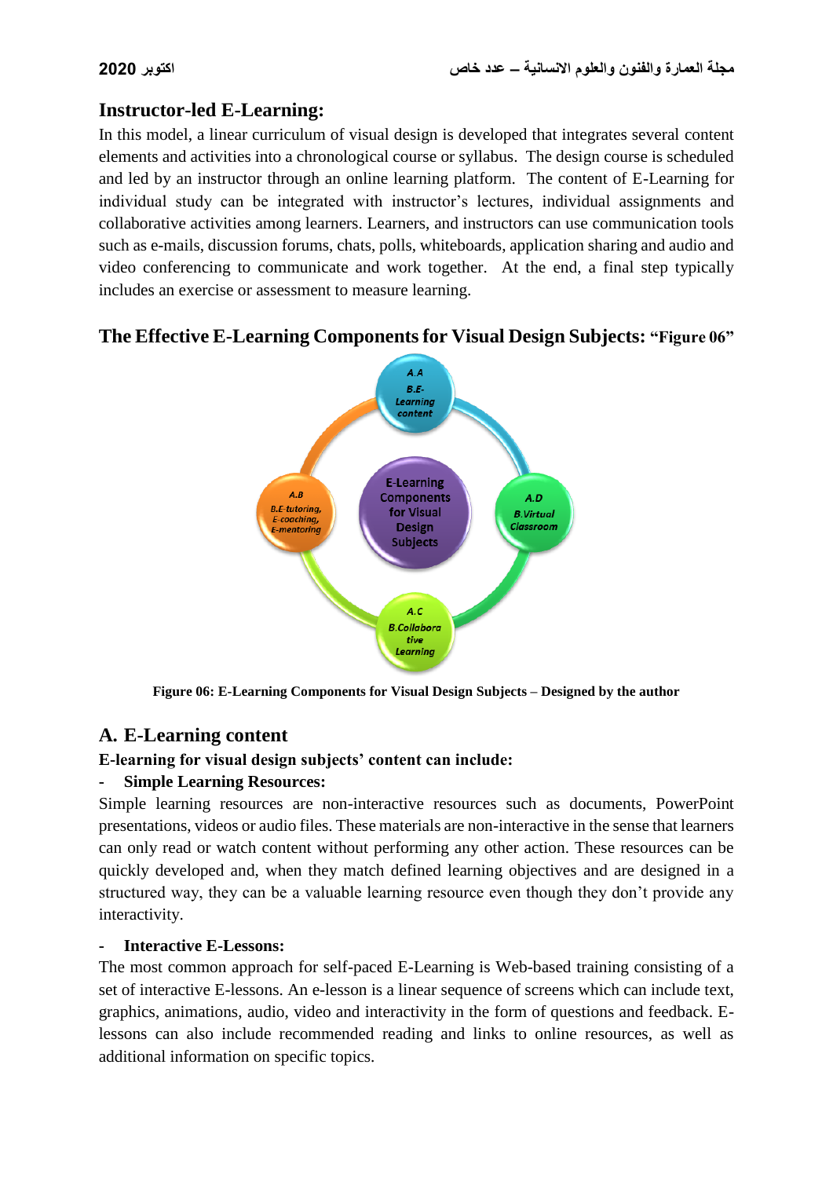## Instructor-led E-Learning:

In this model, a linear curriculum of visual design is developed that integrates several content elements and activities into a chronological course or syllabus. The design course is scheduled and led by an instructor through an online learning platform. The content of E-Learning for individual study can be integrated with instructor's lectures, individual assignments and collaborative activities among learners. Learners, and instructors can use communication tools such as e-mails, discussion forums, chats, polls, whiteboards, application sharing and audio and video conferencing to communicate and work together. At the end, a final step typically includes an exercise or assessment to measure learning.

## The Effective E-Learning Components for Visual Design Subjects: "Figure 06"

A.A B.E-Learning content

A.B B.E-tutoring, E-coaching, E-mentoring

E-Learning Components for Visual Design Subjects

A.D B.Virtual Classroom

A.C B.Collaborative Learning

**Figure 06: E-Learning Components for Visual Design Subjects – Designed by the author**

## A. E-Learning content

**E-learning for visual design subjects' content can include:**

- **Simple Learning Resources:**

Simple learning resources are non-interactive resources such as documents, PowerPoint presentations, videos or audio files. These materials are non-interactive in the sense that learners can only read or watch content without performing any other action. These resources can be quickly developed and, when they match defined learning objectives and are designed in a structured way, they can be a valuable learning resource even though they don't provide any interactivity.

- **Interactive E-Lessons:**

The most common approach for self-paced E-Learning is Web-based training consisting of a set of interactive E-lessons. An e-lesson is a linear sequence of screens which can include text, graphics, animations, audio, video and interactivity in the form of questions and feedback. E-lessons can also include recommended reading and links to online resources, as well as additional information on specific topics.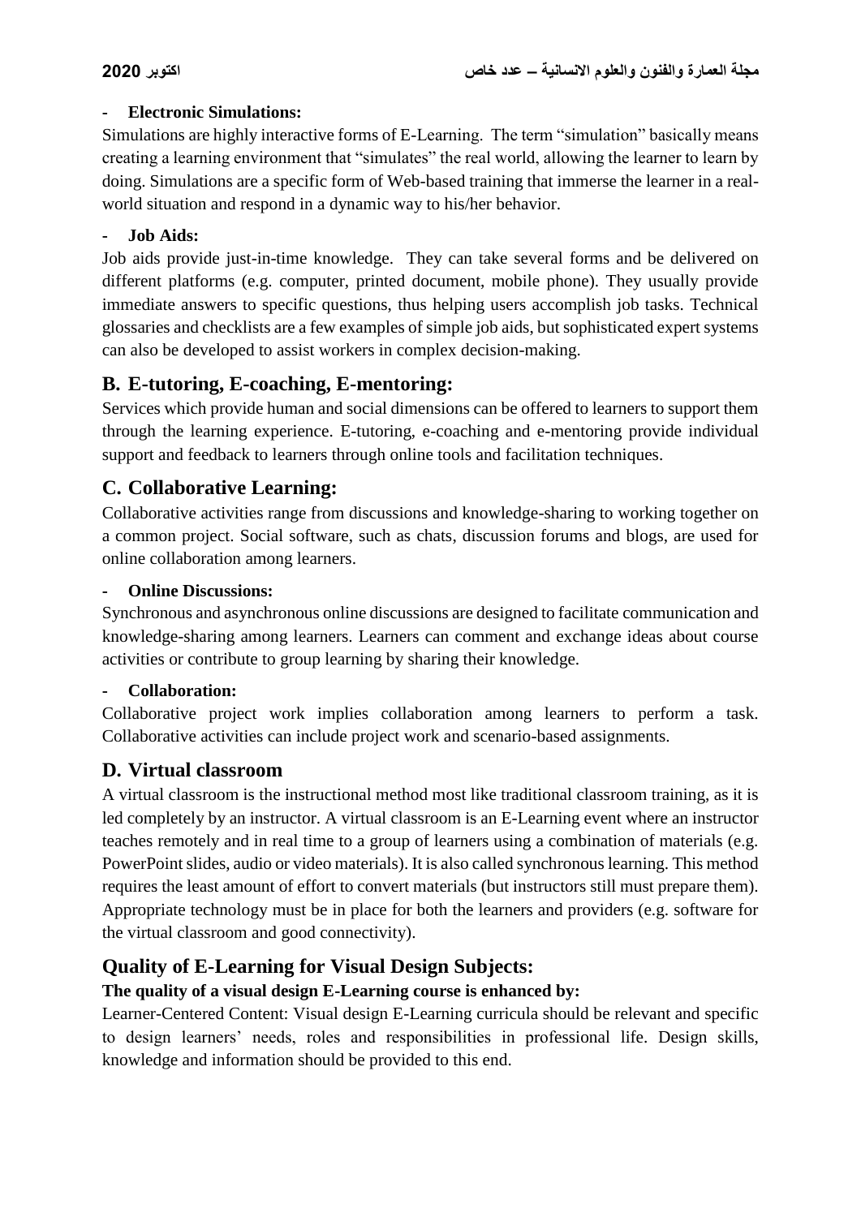- **Electronic Simulations:**

Simulations are highly interactive forms of E-Learning. The term "simulation" basically means creating a learning environment that "simulates" the real world, allowing the learner to learn by doing. Simulations are a specific form of Web-based training that immerse the learner in a real-world situation and respond in a dynamic way to his/her behavior.

- **Job Aids:**

Job aids provide just-in-time knowledge. They can take several forms and be delivered on different platforms (e.g. computer, printed document, mobile phone). They usually provide immediate answers to specific questions, thus helping users accomplish job tasks. Technical glossaries and checklists are a few examples of simple job aids, but sophisticated expert systems can also be developed to assist workers in complex decision-making.

## B. E-tutoring, E-coaching, E-mentoring:

Services which provide human and social dimensions can be offered to learners to support them through the learning experience. E-tutoring, e-coaching and e-mentoring provide individual support and feedback to learners through online tools and facilitation techniques.

## C. Collaborative Learning:

Collaborative activities range from discussions and knowledge-sharing to working together on a common project. Social software, such as chats, discussion forums and blogs, are used for online collaboration among learners.

- **Online Discussions:**

Synchronous and asynchronous online discussions are designed to facilitate communication and knowledge-sharing among learners. Learners can comment and exchange ideas about course activities or contribute to group learning by sharing their knowledge.

- **Collaboration:**

Collaborative project work implies collaboration among learners to perform a task. Collaborative activities can include project work and scenario-based assignments.

## D. Virtual classroom

A virtual classroom is the instructional method most like traditional classroom training, as it is led completely by an instructor. A virtual classroom is an E-Learning event where an instructor teaches remotely and in real time to a group of learners using a combination of materials (e.g. PowerPoint slides, audio or video materials). It is also called synchronous learning. This method requires the least amount of effort to convert materials (but instructors still must prepare them). Appropriate technology must be in place for both the learners and providers (e.g. software for the virtual classroom and good connectivity).

## Quality of E-Learning for Visual Design Subjects:

**The quality of a visual design E-Learning course is enhanced by:**

Learner-Centered Content: Visual design E-Learning curricula should be relevant and specific to design learners' needs, roles and responsibilities in professional life. Design skills, knowledge and information should be provided to this end.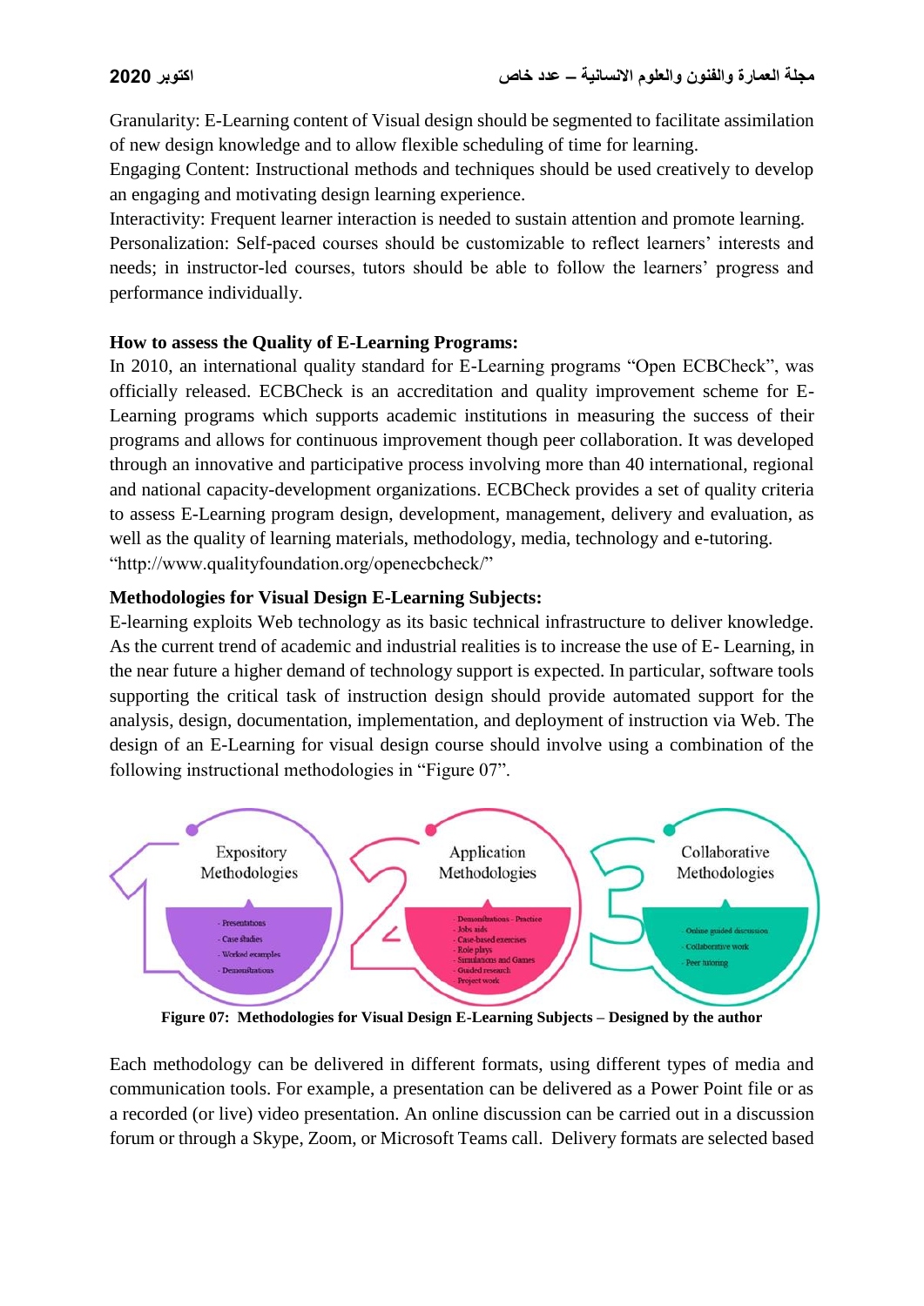Granularity: E-Learning content of Visual design should be segmented to facilitate assimilation of new design knowledge and to allow flexible scheduling of time for learning.
Engaging Content: Instructional methods and techniques should be used creatively to develop an engaging and motivating design learning experience.
Interactivity: Frequent learner interaction is needed to sustain attention and promote learning.
Personalization: Self-paced courses should be customizable to reflect learners' interests and needs; in instructor-led courses, tutors should be able to follow the learners' progress and performance individually.

**How to assess the Quality of E-Learning Programs:**

In 2010, an international quality standard for E-Learning programs "Open ECBCheck", was officially released. ECBCheck is an accreditation and quality improvement scheme for E-Learning programs which supports academic institutions in measuring the success of their programs and allows for continuous improvement though peer collaboration. It was developed through an innovative and participative process involving more than 40 international, regional and national capacity-development organizations. ECBCheck provides a set of quality criteria to assess E-Learning program design, development, management, delivery and evaluation, as well as the quality of learning materials, methodology, media, technology and e-tutoring. "http://www.qualityfoundation.org/openecbcheck/"

**Methodologies for Visual Design E-Learning Subjects:**

E-learning exploits Web technology as its basic technical infrastructure to deliver knowledge. As the current trend of academic and industrial realities is to increase the use of E- Learning, in the near future a higher demand of technology support is expected. In particular, software tools supporting the critical task of instruction design should provide automated support for the analysis, design, documentation, implementation, and deployment of instruction via Web. The design of an E-Learning for visual design course should involve using a combination of the following instructional methodologies in "Figure 07".

1 Expository Methodologies
- Presentations
- Case studies
- Worked examples
- Demonstrations

2 Application Methodologies
- Demonstrations - Practice
- Jobs aids
- Case-based exercises
- Role plays
- Simulations and Games
- Guided research
- Project work

3 Collaborative Methodologies
- Online guided discussion
- Collaborative work
- Peer tutoring

**Figure 07: Methodologies for Visual Design E-Learning Subjects – Designed by the author**

Each methodology can be delivered in different formats, using different types of media and communication tools. For example, a presentation can be delivered as a Power Point file or as a recorded (or live) video presentation. An online discussion can be carried out in a discussion forum or through a Skype, Zoom, or Microsoft Teams call. Delivery formats are selected based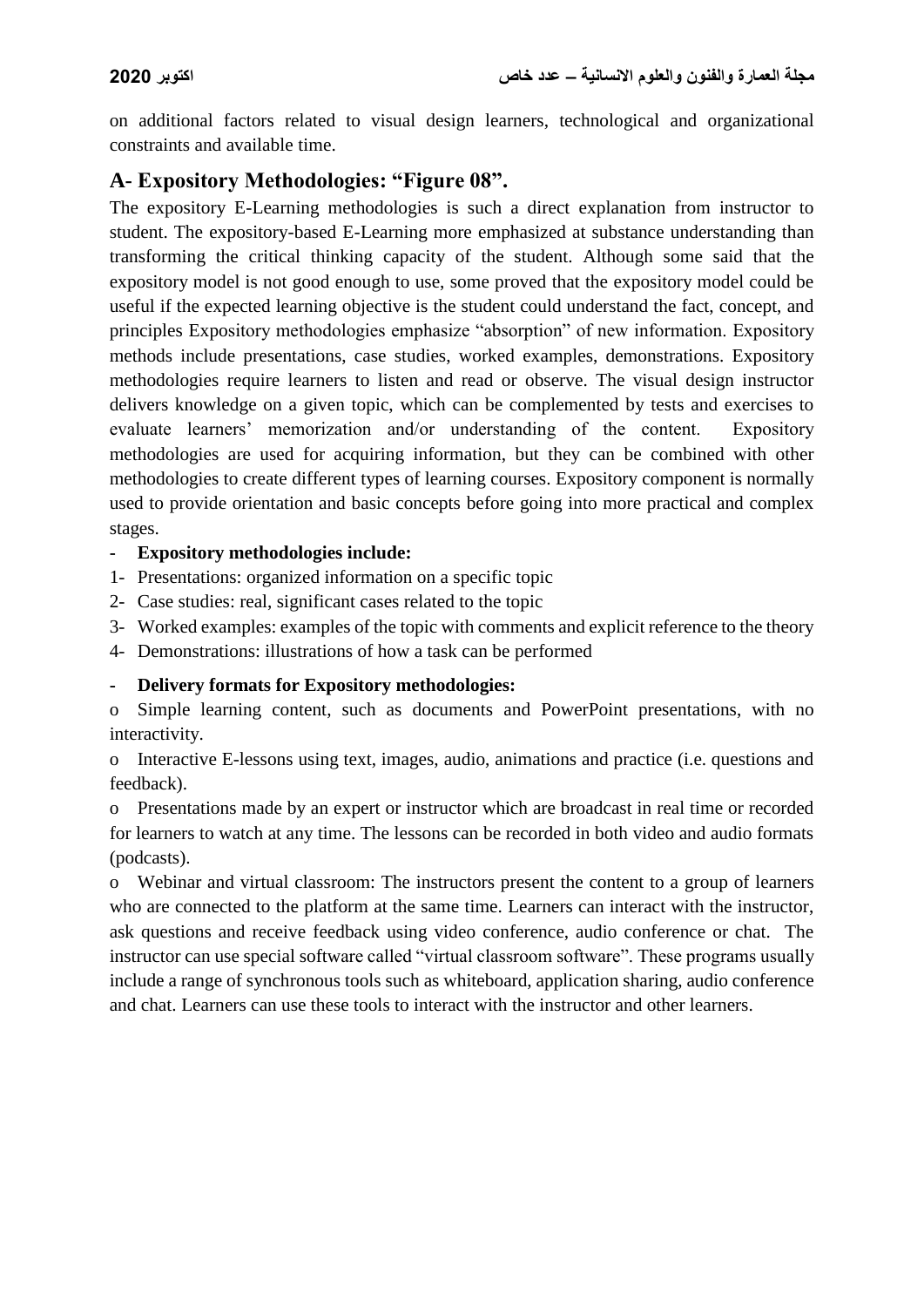on additional factors related to visual design learners, technological and organizational constraints and available time.

## A- Expository Methodologies: "Figure 08".

The expository E-Learning methodologies is such a direct explanation from instructor to student. The expository-based E-Learning more emphasized at substance understanding than transforming the critical thinking capacity of the student. Although some said that the expository model is not good enough to use, some proved that the expository model could be useful if the expected learning objective is the student could understand the fact, concept, and principles Expository methodologies emphasize "absorption" of new information. Expository methods include presentations, case studies, worked examples, demonstrations. Expository methodologies require learners to listen and read or observe. The visual design instructor delivers knowledge on a given topic, which can be complemented by tests and exercises to evaluate learners' memorization and/or understanding of the content. Expository methodologies are used for acquiring information, but they can be combined with other methodologies to create different types of learning courses. Expository component is normally used to provide orientation and basic concepts before going into more practical and complex stages.

- **Expository methodologies include:**

1- Presentations: organized information on a specific topic
2- Case studies: real, significant cases related to the topic
3- Worked examples: examples of the topic with comments and explicit reference to the theory
4- Demonstrations: illustrations of how a task can be performed

- **Delivery formats for Expository methodologies:**

o Simple learning content, such as documents and PowerPoint presentations, with no interactivity.

o Interactive E-lessons using text, images, audio, animations and practice (i.e. questions and feedback).

o Presentations made by an expert or instructor which are broadcast in real time or recorded for learners to watch at any time. The lessons can be recorded in both video and audio formats (podcasts).

o Webinar and virtual classroom: The instructors present the content to a group of learners who are connected to the platform at the same time. Learners can interact with the instructor, ask questions and receive feedback using video conference, audio conference or chat. The instructor can use special software called "virtual classroom software". These programs usually include a range of synchronous tools such as whiteboard, application sharing, audio conference and chat. Learners can use these tools to interact with the instructor and other learners.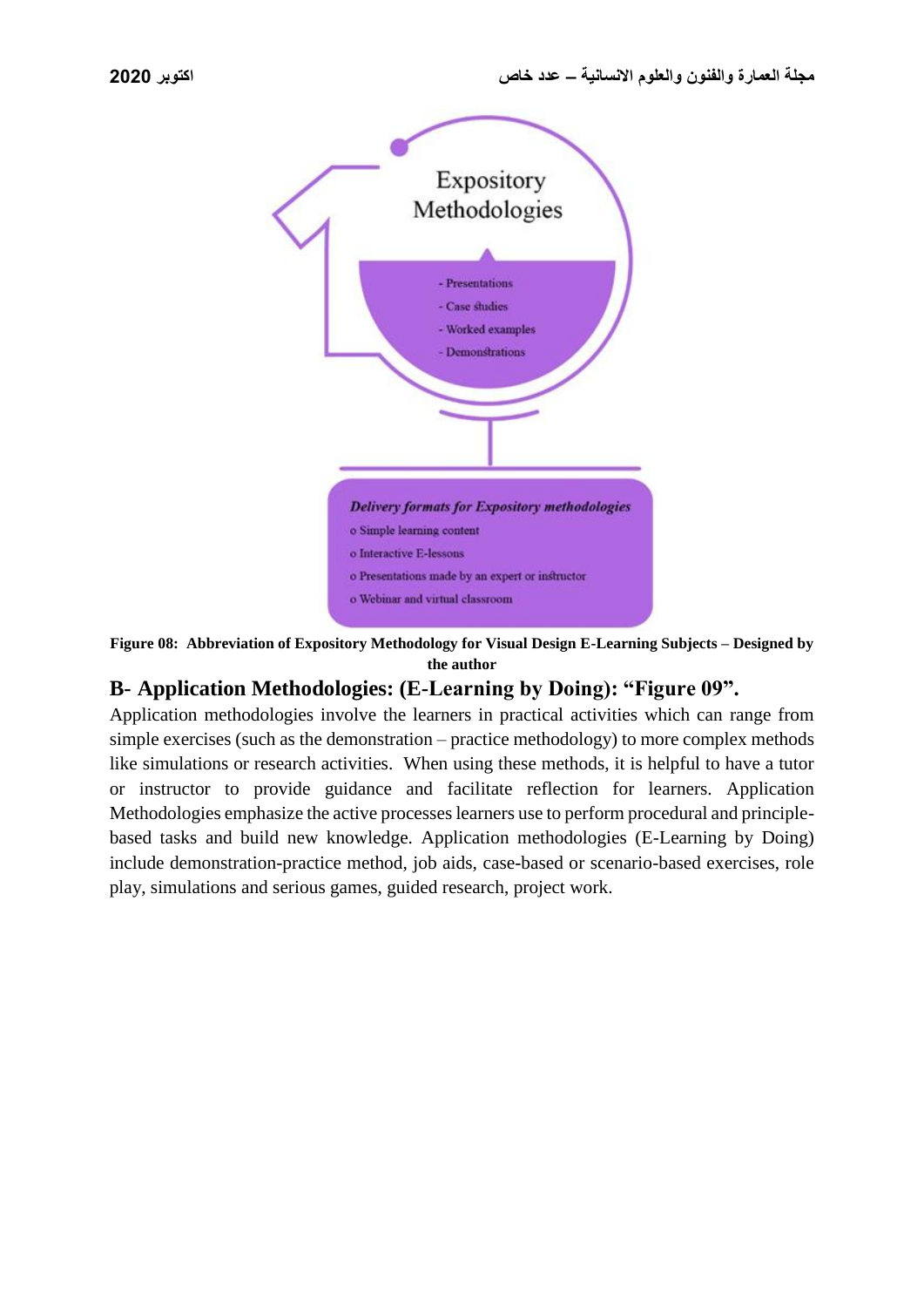Expository Methodologies

- Presentations
- Case studies
- Worked examples
- Demonstrations

*Delivery formats for Expository methodologies*

- Simple learning content
- Interactive E-lessons
- Presentations made by an expert or instructor
- Webinar and virtual classroom

**Figure 08: Abbreviation of Expository Methodology for Visual Design E-Learning Subjects – Designed by the author**

## B- Application Methodologies: (E-Learning by Doing): "Figure 09".

Application methodologies involve the learners in practical activities which can range from simple exercises (such as the demonstration – practice methodology) to more complex methods like simulations or research activities. When using these methods, it is helpful to have a tutor or instructor to provide guidance and facilitate reflection for learners. Application Methodologies emphasize the active processes learners use to perform procedural and principle-based tasks and build new knowledge. Application methodologies (E-Learning by Doing) include demonstration-practice method, job aids, case-based or scenario-based exercises, role play, simulations and serious games, guided research, project work.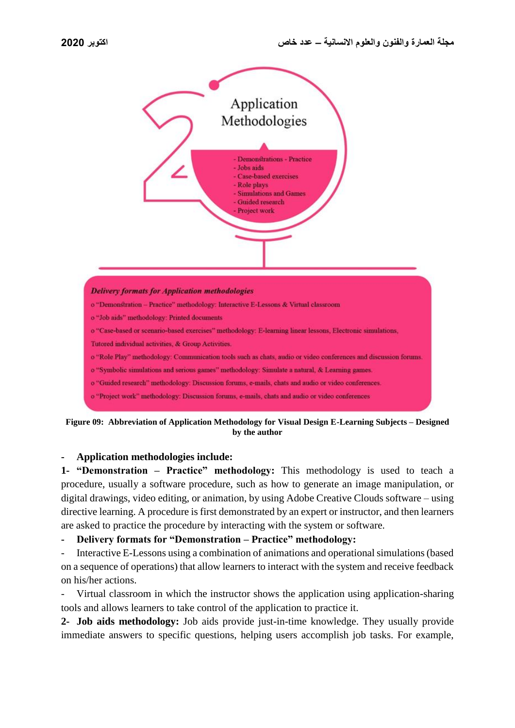Application Methodologies

- Demonstrations - Practice
- Jobs aids
- Case-based exercises
- Role plays
- Simulations and Games
- Guided research
- Project work

***Delivery formats for Application methodologies***

- "Demonstration – Practice" methodology: Interactive E-Lessons & Virtual classroom
- "Job aids" methodology: Printed documents
- "Case-based or scenario-based exercises" methodology: E-learning linear lessons, Electronic simulations, Tutored individual activities, & Group Activities.
- "Role Play" methodology: Communication tools such as chats, audio or video conferences and discussion forums.
- "Symbolic simulations and serious games" methodology: Simulate a natural, & Learning games.
- "Guided research" methodology: Discussion forums, e-mails, chats and audio or video conferences.
- "Project work" methodology: Discussion forums, e-mails, chats and audio or video conferences

**Figure 09: Abbreviation of Application Methodology for Visual Design E-Learning Subjects – Designed by the author**

- **Application methodologies include:**

**1- "Demonstration – Practice" methodology:** This methodology is used to teach a procedure, usually a software procedure, such as how to generate an image manipulation, or digital drawings, video editing, or animation, by using Adobe Creative Clouds software – using directive learning. A procedure is first demonstrated by an expert or instructor, and then learners are asked to practice the procedure by interacting with the system or software.

- **Delivery formats for "Demonstration – Practice" methodology:**
- Interactive E-Lessons using a combination of animations and operational simulations (based on a sequence of operations) that allow learners to interact with the system and receive feedback on his/her actions.
- Virtual classroom in which the instructor shows the application using application-sharing tools and allows learners to take control of the application to practice it.

**2- Job aids methodology:** Job aids provide just-in-time knowledge. They usually provide immediate answers to specific questions, helping users accomplish job tasks. For example,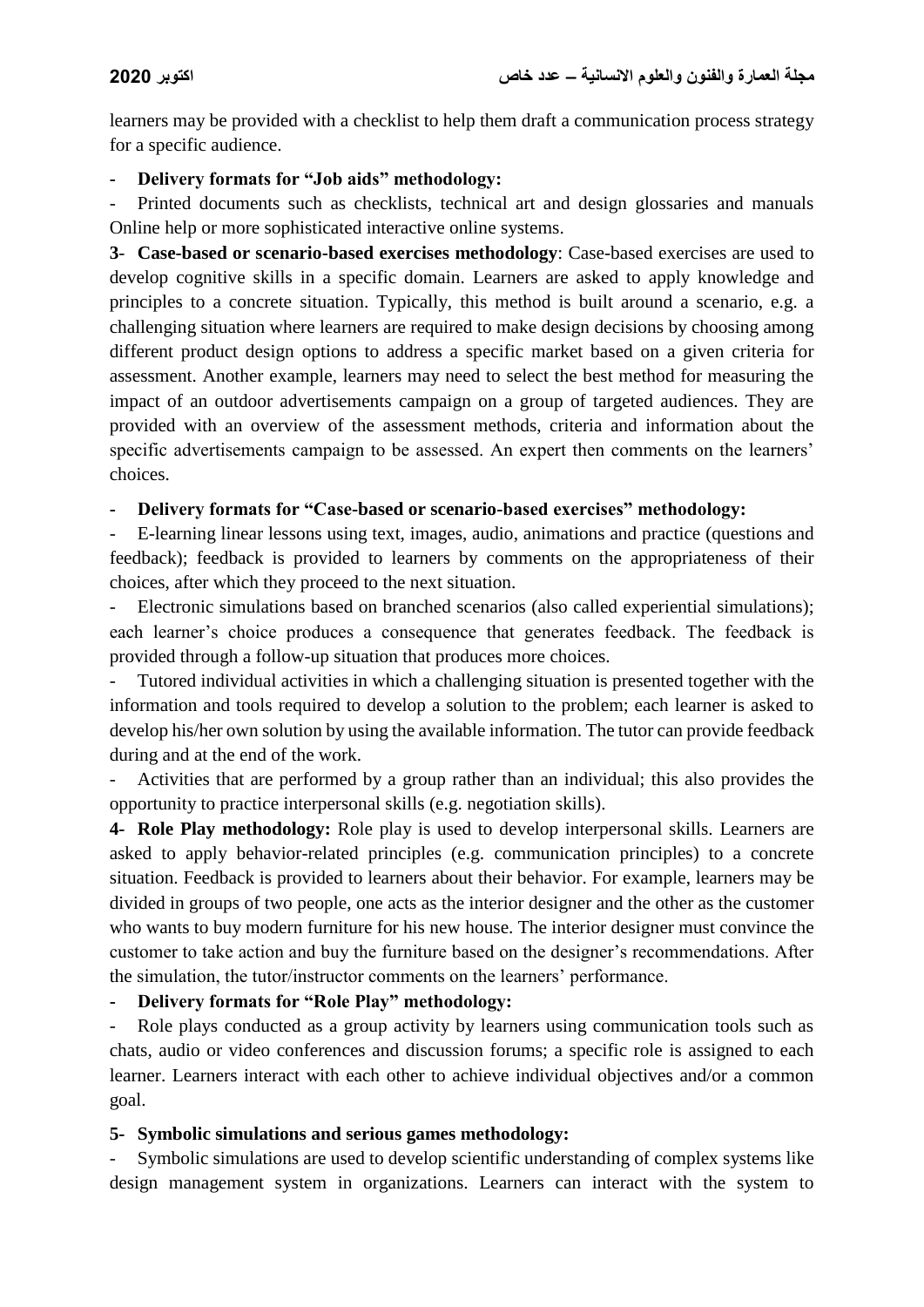learners may be provided with a checklist to help them draft a communication process strategy for a specific audience.

- **Delivery formats for "Job aids" methodology:**

- Printed documents such as checklists, technical art and design glossaries and manuals Online help or more sophisticated interactive online systems.

**3- Case-based or scenario-based exercises methodology**: Case-based exercises are used to develop cognitive skills in a specific domain. Learners are asked to apply knowledge and principles to a concrete situation. Typically, this method is built around a scenario, e.g. a challenging situation where learners are required to make design decisions by choosing among different product design options to address a specific market based on a given criteria for assessment. Another example, learners may need to select the best method for measuring the impact of an outdoor advertisements campaign on a group of targeted audiences. They are provided with an overview of the assessment methods, criteria and information about the specific advertisements campaign to be assessed. An expert then comments on the learners' choices.

- **Delivery formats for "Case-based or scenario-based exercises" methodology:**

- E-learning linear lessons using text, images, audio, animations and practice (questions and feedback); feedback is provided to learners by comments on the appropriateness of their choices, after which they proceed to the next situation.
- Electronic simulations based on branched scenarios (also called experiential simulations); each learner's choice produces a consequence that generates feedback. The feedback is provided through a follow-up situation that produces more choices.
- Tutored individual activities in which a challenging situation is presented together with the information and tools required to develop a solution to the problem; each learner is asked to develop his/her own solution by using the available information. The tutor can provide feedback during and at the end of the work.
- Activities that are performed by a group rather than an individual; this also provides the opportunity to practice interpersonal skills (e.g. negotiation skills).

**4- Role Play methodology:** Role play is used to develop interpersonal skills. Learners are asked to apply behavior-related principles (e.g. communication principles) to a concrete situation. Feedback is provided to learners about their behavior. For example, learners may be divided in groups of two people, one acts as the interior designer and the other as the customer who wants to buy modern furniture for his new house. The interior designer must convince the customer to take action and buy the furniture based on the designer's recommendations. After the simulation, the tutor/instructor comments on the learners' performance.

- **Delivery formats for "Role Play" methodology:**

- Role plays conducted as a group activity by learners using communication tools such as chats, audio or video conferences and discussion forums; a specific role is assigned to each learner. Learners interact with each other to achieve individual objectives and/or a common goal.

**5- Symbolic simulations and serious games methodology:**

- Symbolic simulations are used to develop scientific understanding of complex systems like design management system in organizations. Learners can interact with the system to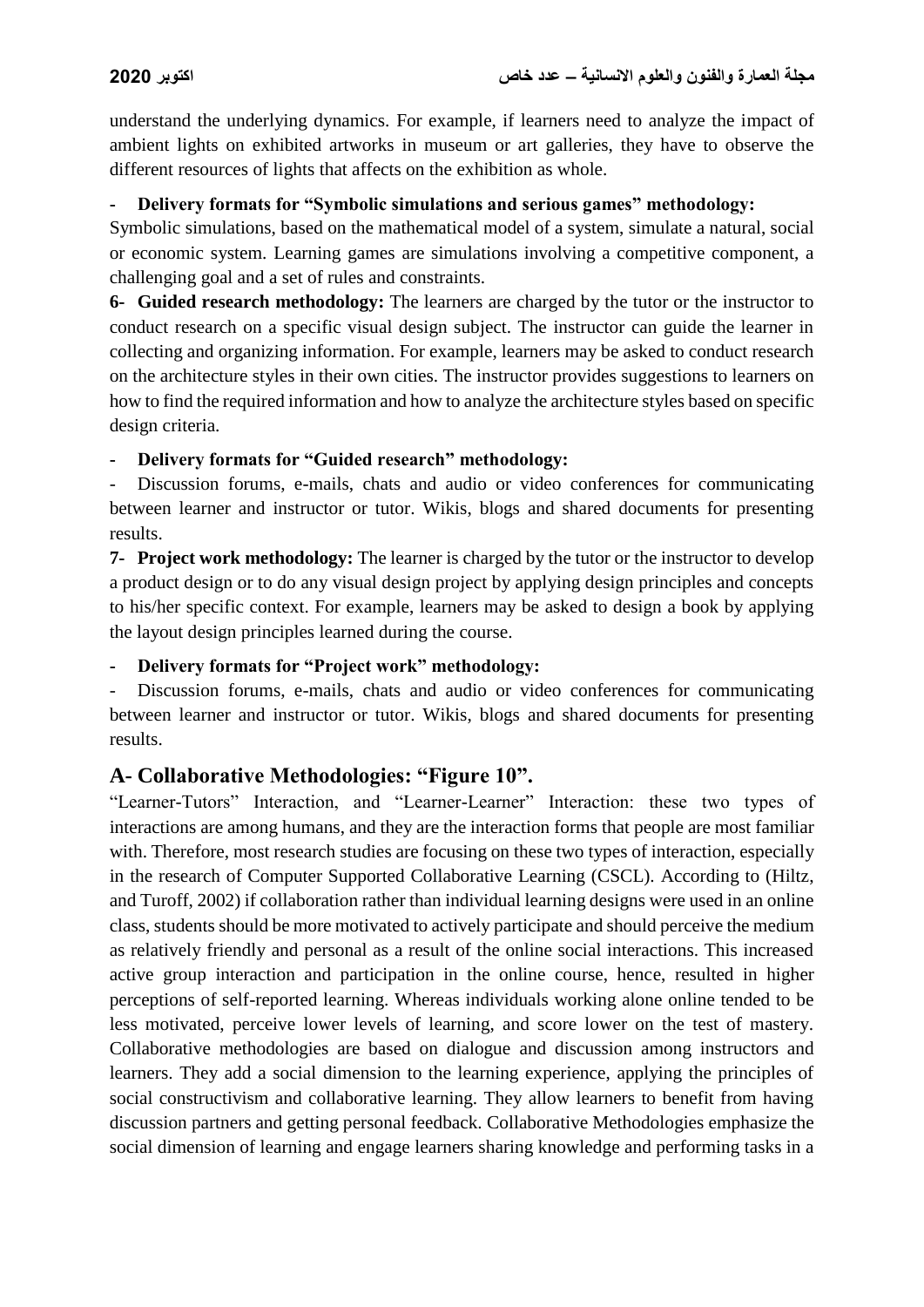understand the underlying dynamics. For example, if learners need to analyze the impact of ambient lights on exhibited artworks in museum or art galleries, they have to observe the different resources of lights that affects on the exhibition as whole.

- **Delivery formats for "Symbolic simulations and serious games" methodology:**

Symbolic simulations, based on the mathematical model of a system, simulate a natural, social or economic system. Learning games are simulations involving a competitive component, a challenging goal and a set of rules and constraints.

**6- Guided research methodology:** The learners are charged by the tutor or the instructor to conduct research on a specific visual design subject. The instructor can guide the learner in collecting and organizing information. For example, learners may be asked to conduct research on the architecture styles in their own cities. The instructor provides suggestions to learners on how to find the required information and how to analyze the architecture styles based on specific design criteria.

- **Delivery formats for "Guided research" methodology:**

- Discussion forums, e-mails, chats and audio or video conferences for communicating between learner and instructor or tutor. Wikis, blogs and shared documents for presenting results.

**7- Project work methodology:** The learner is charged by the tutor or the instructor to develop a product design or to do any visual design project by applying design principles and concepts to his/her specific context. For example, learners may be asked to design a book by applying the layout design principles learned during the course.

- **Delivery formats for "Project work" methodology:**

- Discussion forums, e-mails, chats and audio or video conferences for communicating between learner and instructor or tutor. Wikis, blogs and shared documents for presenting results.

## A- Collaborative Methodologies: "Figure 10".

"Learner-Tutors" Interaction, and "Learner-Learner" Interaction: these two types of interactions are among humans, and they are the interaction forms that people are most familiar with. Therefore, most research studies are focusing on these two types of interaction, especially in the research of Computer Supported Collaborative Learning (CSCL). According to (Hiltz, and Turoff, 2002) if collaboration rather than individual learning designs were used in an online class, students should be more motivated to actively participate and should perceive the medium as relatively friendly and personal as a result of the online social interactions. This increased active group interaction and participation in the online course, hence, resulted in higher perceptions of self-reported learning. Whereas individuals working alone online tended to be less motivated, perceive lower levels of learning, and score lower on the test of mastery. Collaborative methodologies are based on dialogue and discussion among instructors and learners. They add a social dimension to the learning experience, applying the principles of social constructivism and collaborative learning. They allow learners to benefit from having discussion partners and getting personal feedback. Collaborative Methodologies emphasize the social dimension of learning and engage learners sharing knowledge and performing tasks in a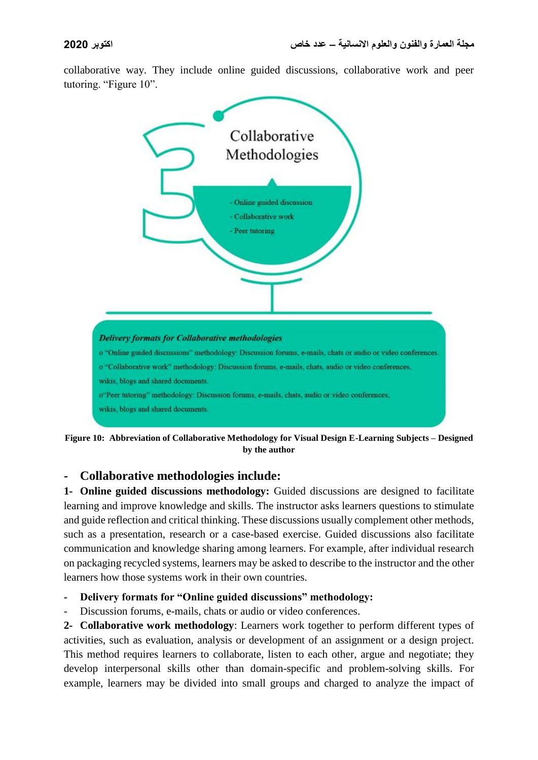collaborative way. They include online guided discussions, collaborative work and peer tutoring. "Figure 10".

Collaborative Methodologies

- Online guided discussion
- Collaborative work
- Peer tutoring

***Delivery formats for Collaborative methodologies***

o "Online guided discussions" methodology: Discussion forums, e-mails, chats or audio or video conferences.

o "Collaborative work" methodology: Discussion forums, e-mails, chats, audio or video conferences, wikis, blogs and shared documents.

o"Peer tutoring" methodology: Discussion forums, e-mails, chats, audio or video conferences, wikis, blogs and shared documents.

**Figure 10: Abbreviation of Collaborative Methodology for Visual Design E-Learning Subjects – Designed by the author**

## - Collaborative methodologies include:

**1- Online guided discussions methodology:** Guided discussions are designed to facilitate learning and improve knowledge and skills. The instructor asks learners questions to stimulate and guide reflection and critical thinking. These discussions usually complement other methods, such as a presentation, research or a case-based exercise. Guided discussions also facilitate communication and knowledge sharing among learners. For example, after individual research on packaging recycled systems, learners may be asked to describe to the instructor and the other learners how those systems work in their own countries.

- **Delivery formats for "Online guided discussions" methodology:**
- Discussion forums, e-mails, chats or audio or video conferences.

**2- Collaborative work methodology**: Learners work together to perform different types of activities, such as evaluation, analysis or development of an assignment or a design project. This method requires learners to collaborate, listen to each other, argue and negotiate; they develop interpersonal skills other than domain-specific and problem-solving skills. For example, learners may be divided into small groups and charged to analyze the impact of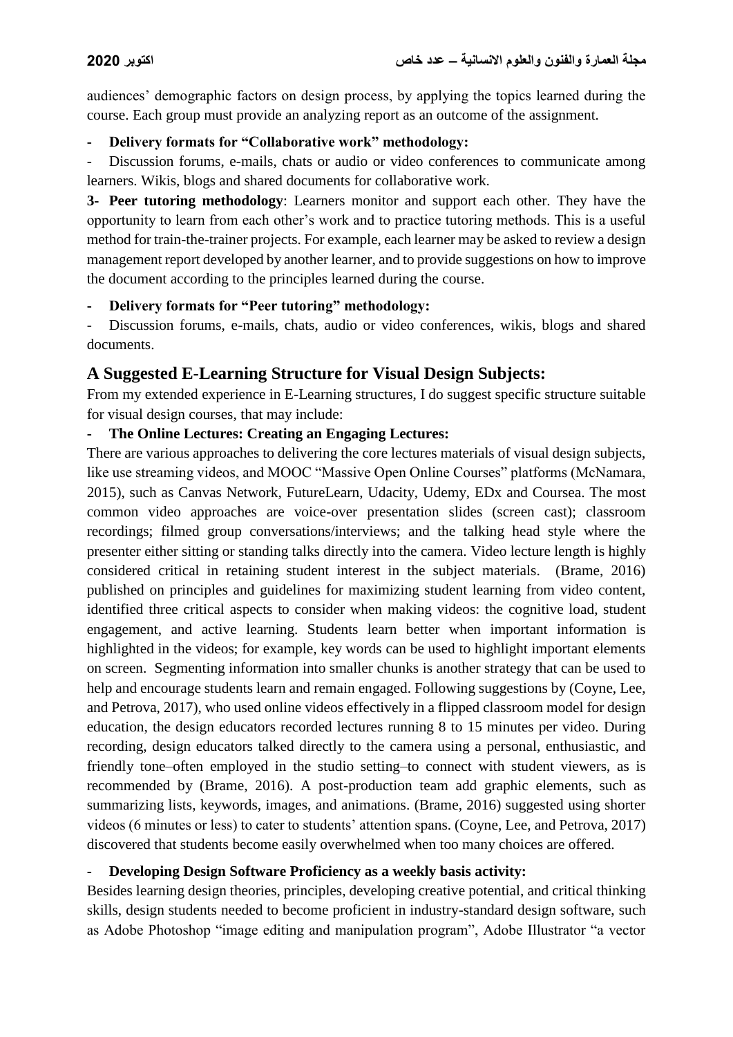audiences' demographic factors on design process, by applying the topics learned during the course. Each group must provide an analyzing report as an outcome of the assignment.

- **Delivery formats for "Collaborative work" methodology:**

- Discussion forums, e-mails, chats or audio or video conferences to communicate among learners. Wikis, blogs and shared documents for collaborative work.

**3- Peer tutoring methodology**: Learners monitor and support each other. They have the opportunity to learn from each other's work and to practice tutoring methods. This is a useful method for train-the-trainer projects. For example, each learner may be asked to review a design management report developed by another learner, and to provide suggestions on how to improve the document according to the principles learned during the course.

- **Delivery formats for "Peer tutoring" methodology:**

- Discussion forums, e-mails, chats, audio or video conferences, wikis, blogs and shared documents.

## A Suggested E-Learning Structure for Visual Design Subjects:

From my extended experience in E-Learning structures, I do suggest specific structure suitable for visual design courses, that may include:

- **The Online Lectures: Creating an Engaging Lectures:**

There are various approaches to delivering the core lectures materials of visual design subjects, like use streaming videos, and MOOC "Massive Open Online Courses" platforms (McNamara, 2015), such as Canvas Network, FutureLearn, Udacity, Udemy, EDx and Coursea. The most common video approaches are voice-over presentation slides (screen cast); classroom recordings; filmed group conversations/interviews; and the talking head style where the presenter either sitting or standing talks directly into the camera. Video lecture length is highly considered critical in retaining student interest in the subject materials. (Brame, 2016) published on principles and guidelines for maximizing student learning from video content, identified three critical aspects to consider when making videos: the cognitive load, student engagement, and active learning. Students learn better when important information is highlighted in the videos; for example, key words can be used to highlight important elements on screen. Segmenting information into smaller chunks is another strategy that can be used to help and encourage students learn and remain engaged. Following suggestions by (Coyne, Lee, and Petrova, 2017), who used online videos effectively in a flipped classroom model for design education, the design educators recorded lectures running 8 to 15 minutes per video. During recording, design educators talked directly to the camera using a personal, enthusiastic, and friendly tone–often employed in the studio setting–to connect with student viewers, as is recommended by (Brame, 2016). A post-production team add graphic elements, such as summarizing lists, keywords, images, and animations. (Brame, 2016) suggested using shorter videos (6 minutes or less) to cater to students' attention spans. (Coyne, Lee, and Petrova, 2017) discovered that students become easily overwhelmed when too many choices are offered.

- **Developing Design Software Proficiency as a weekly basis activity:**

Besides learning design theories, principles, developing creative potential, and critical thinking skills, design students needed to become proficient in industry-standard design software, such as Adobe Photoshop "image editing and manipulation program", Adobe Illustrator "a vector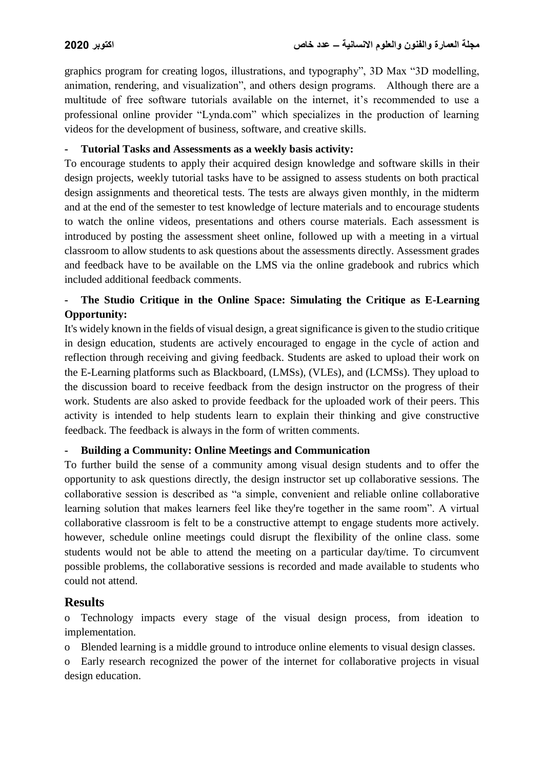graphics program for creating logos, illustrations, and typography", 3D Max "3D modelling, animation, rendering, and visualization", and others design programs. Although there are a multitude of free software tutorials available on the internet, it's recommended to use a professional online provider "Lynda.com" which specializes in the production of learning videos for the development of business, software, and creative skills.

- **Tutorial Tasks and Assessments as a weekly basis activity:**

To encourage students to apply their acquired design knowledge and software skills in their design projects, weekly tutorial tasks have to be assigned to assess students on both practical design assignments and theoretical tests. The tests are always given monthly, in the midterm and at the end of the semester to test knowledge of lecture materials and to encourage students to watch the online videos, presentations and others course materials. Each assessment is introduced by posting the assessment sheet online, followed up with a meeting in a virtual classroom to allow students to ask questions about the assessments directly. Assessment grades and feedback have to be available on the LMS via the online gradebook and rubrics which included additional feedback comments.

- **The Studio Critique in the Online Space: Simulating the Critique as E-Learning Opportunity:**

It's widely known in the fields of visual design, a great significance is given to the studio critique in design education, students are actively encouraged to engage in the cycle of action and reflection through receiving and giving feedback. Students are asked to upload their work on the E-Learning platforms such as Blackboard, (LMSs), (VLEs), and (LCMSs). They upload to the discussion board to receive feedback from the design instructor on the progress of their work. Students are also asked to provide feedback for the uploaded work of their peers. This activity is intended to help students learn to explain their thinking and give constructive feedback. The feedback is always in the form of written comments.

- **Building a Community: Online Meetings and Communication**

To further build the sense of a community among visual design students and to offer the opportunity to ask questions directly, the design instructor set up collaborative sessions. The collaborative session is described as "a simple, convenient and reliable online collaborative learning solution that makes learners feel like they're together in the same room". A virtual collaborative classroom is felt to be a constructive attempt to engage students more actively. however, schedule online meetings could disrupt the flexibility of the online class. some students would not be able to attend the meeting on a particular day/time. To circumvent possible problems, the collaborative sessions is recorded and made available to students who could not attend.

## Results

- Technology impacts every stage of the visual design process, from ideation to implementation.
- Blended learning is a middle ground to introduce online elements to visual design classes.
- Early research recognized the power of the internet for collaborative projects in visual design education.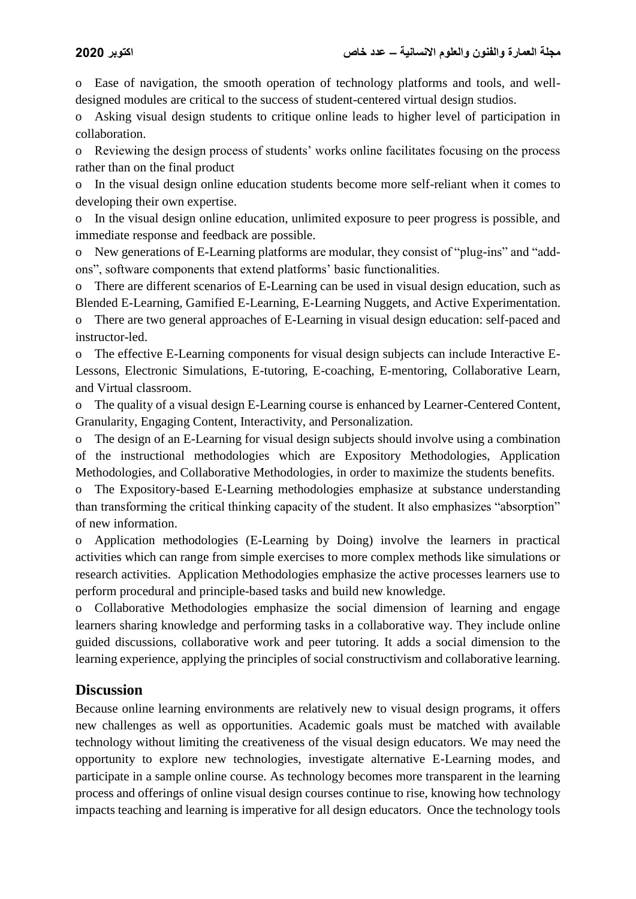- Ease of navigation, the smooth operation of technology platforms and tools, and well-designed modules are critical to the success of student-centered virtual design studios.
- Asking visual design students to critique online leads to higher level of participation in collaboration.
- Reviewing the design process of students' works online facilitates focusing on the process rather than on the final product
- In the visual design online education students become more self-reliant when it comes to developing their own expertise.
- In the visual design online education, unlimited exposure to peer progress is possible, and immediate response and feedback are possible.
- New generations of E-Learning platforms are modular, they consist of "plug-ins" and "add-ons", software components that extend platforms' basic functionalities.
- There are different scenarios of E-Learning can be used in visual design education, such as Blended E-Learning, Gamified E-Learning, E-Learning Nuggets, and Active Experimentation.
- There are two general approaches of E-Learning in visual design education: self-paced and instructor-led.
- The effective E-Learning components for visual design subjects can include Interactive E-Lessons, Electronic Simulations, E-tutoring, E-coaching, E-mentoring, Collaborative Learn, and Virtual classroom.
- The quality of a visual design E-Learning course is enhanced by Learner-Centered Content, Granularity, Engaging Content, Interactivity, and Personalization.
- The design of an E-Learning for visual design subjects should involve using a combination of the instructional methodologies which are Expository Methodologies, Application Methodologies, and Collaborative Methodologies, in order to maximize the students benefits.
- The Expository-based E-Learning methodologies emphasize at substance understanding than transforming the critical thinking capacity of the student. It also emphasizes "absorption" of new information.
- Application methodologies (E-Learning by Doing) involve the learners in practical activities which can range from simple exercises to more complex methods like simulations or research activities. Application Methodologies emphasize the active processes learners use to perform procedural and principle-based tasks and build new knowledge.
- Collaborative Methodologies emphasize the social dimension of learning and engage learners sharing knowledge and performing tasks in a collaborative way. They include online guided discussions, collaborative work and peer tutoring. It adds a social dimension to the learning experience, applying the principles of social constructivism and collaborative learning.

## Discussion

Because online learning environments are relatively new to visual design programs, it offers new challenges as well as opportunities. Academic goals must be matched with available technology without limiting the creativeness of the visual design educators. We may need the opportunity to explore new technologies, investigate alternative E-Learning modes, and participate in a sample online course. As technology becomes more transparent in the learning process and offerings of online visual design courses continue to rise, knowing how technology impacts teaching and learning is imperative for all design educators. Once the technology tools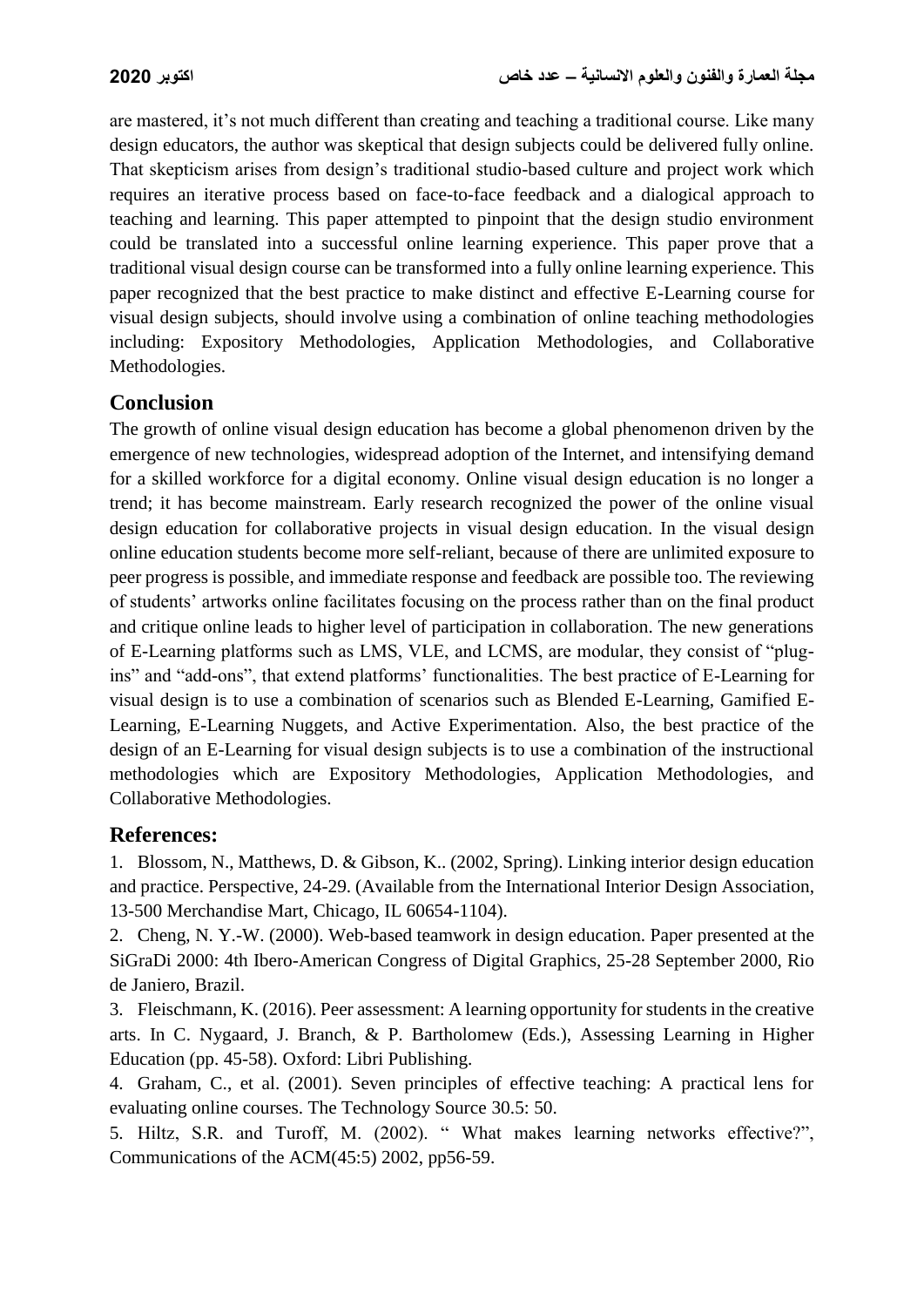are mastered, it's not much different than creating and teaching a traditional course. Like many design educators, the author was skeptical that design subjects could be delivered fully online. That skepticism arises from design's traditional studio-based culture and project work which requires an iterative process based on face-to-face feedback and a dialogical approach to teaching and learning. This paper attempted to pinpoint that the design studio environment could be translated into a successful online learning experience. This paper prove that a traditional visual design course can be transformed into a fully online learning experience. This paper recognized that the best practice to make distinct and effective E-Learning course for visual design subjects, should involve using a combination of online teaching methodologies including: Expository Methodologies, Application Methodologies, and Collaborative Methodologies.

## Conclusion

The growth of online visual design education has become a global phenomenon driven by the emergence of new technologies, widespread adoption of the Internet, and intensifying demand for a skilled workforce for a digital economy. Online visual design education is no longer a trend; it has become mainstream. Early research recognized the power of the online visual design education for collaborative projects in visual design education. In the visual design online education students become more self-reliant, because of there are unlimited exposure to peer progress is possible, and immediate response and feedback are possible too. The reviewing of students' artworks online facilitates focusing on the process rather than on the final product and critique online leads to higher level of participation in collaboration. The new generations of E-Learning platforms such as LMS, VLE, and LCMS, are modular, they consist of "plug-ins" and "add-ons", that extend platforms' functionalities. The best practice of E-Learning for visual design is to use a combination of scenarios such as Blended E-Learning, Gamified E-Learning, E-Learning Nuggets, and Active Experimentation. Also, the best practice of the design of an E-Learning for visual design subjects is to use a combination of the instructional methodologies which are Expository Methodologies, Application Methodologies, and Collaborative Methodologies.

## References:

1. Blossom, N., Matthews, D. & Gibson, K.. (2002, Spring). Linking interior design education and practice. Perspective, 24-29. (Available from the International Interior Design Association, 13-500 Merchandise Mart, Chicago, IL 60654-1104).
2. Cheng, N. Y.-W. (2000). Web-based teamwork in design education. Paper presented at the SiGraDi 2000: 4th Ibero-American Congress of Digital Graphics, 25-28 September 2000, Rio de Janiero, Brazil.
3. Fleischmann, K. (2016). Peer assessment: A learning opportunity for students in the creative arts. In C. Nygaard, J. Branch, & P. Bartholomew (Eds.), Assessing Learning in Higher Education (pp. 45-58). Oxford: Libri Publishing.
4. Graham, C., et al. (2001). Seven principles of effective teaching: A practical lens for evaluating online courses. The Technology Source 30.5: 50.
5. Hiltz, S.R. and Turoff, M. (2002). " What makes learning networks effective?", Communications of the ACM(45:5) 2002, pp56-59.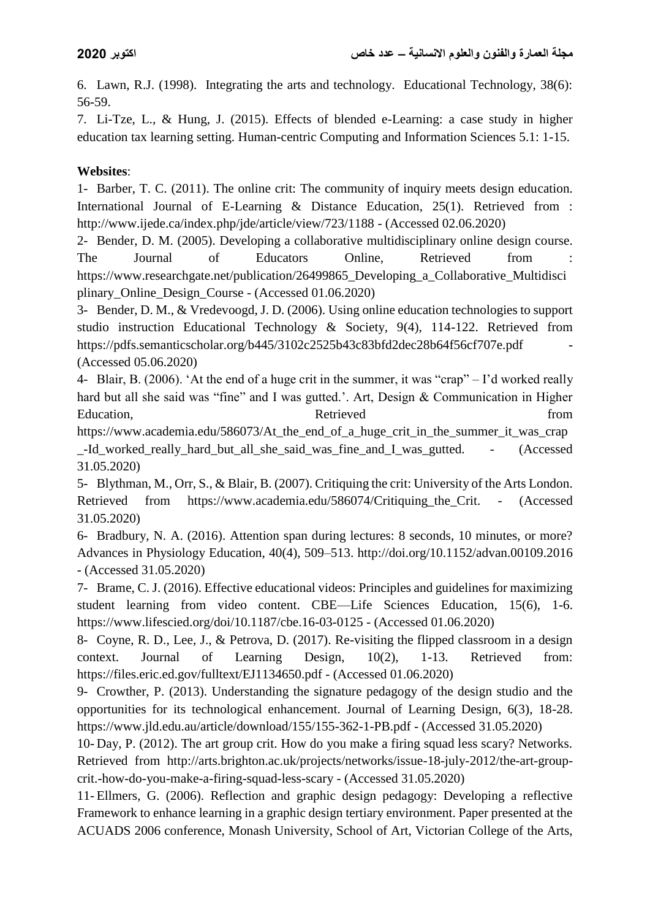6. Lawn, R.J. (1998). Integrating the arts and technology. Educational Technology, 38(6): 56-59.

7. Li-Tze, L., & Hung, J. (2015). Effects of blended e-Learning: a case study in higher education tax learning setting. Human-centric Computing and Information Sciences 5.1: 1-15.

**Websites**:

1- Barber, T. C. (2011). The online crit: The community of inquiry meets design education. International Journal of E-Learning & Distance Education, 25(1). Retrieved from : http://www.ijede.ca/index.php/jde/article/view/723/1188 - (Accessed 02.06.2020)

2- Bender, D. M. (2005). Developing a collaborative multidisciplinary online design course. The Journal of Educators Online, Retrieved from : https://www.researchgate.net/publication/26499865_Developing_a_Collaborative_Multidisciplinary_Online_Design_Course - (Accessed 01.06.2020)

3- Bender, D. M., & Vredevoogd, J. D. (2006). Using online education technologies to support studio instruction Educational Technology & Society, 9(4), 114-122. Retrieved from https://pdfs.semanticscholar.org/b445/3102c2525b43c83bfd2dec28b64f56cf707e.pdf - (Accessed 05.06.2020)

4- Blair, B. (2006). 'At the end of a huge crit in the summer, it was "crap" – I'd worked really hard but all she said was "fine" and I was gutted.'. Art, Design & Communication in Higher Education, Retrieved from https://www.academia.edu/586073/At_the_end_of_a_huge_crit_in_the_summer_it_was_crap_-Id_worked_really_hard_but_all_she_said_was_fine_and_I_was_gutted. - (Accessed 31.05.2020)

5- Blythman, M., Orr, S., & Blair, B. (2007). Critiquing the crit: University of the Arts London. Retrieved from https://www.academia.edu/586074/Critiquing_the_Crit. - (Accessed 31.05.2020)

6- Bradbury, N. A. (2016). Attention span during lectures: 8 seconds, 10 minutes, or more? Advances in Physiology Education, 40(4), 509–513. http://doi.org/10.1152/advan.00109.2016 - (Accessed 31.05.2020)

7- Brame, C. J. (2016). Effective educational videos: Principles and guidelines for maximizing student learning from video content. CBE—Life Sciences Education, 15(6), 1-6. https://www.lifescied.org/doi/10.1187/cbe.16-03-0125 - (Accessed 01.06.2020)

8- Coyne, R. D., Lee, J., & Petrova, D. (2017). Re-visiting the flipped classroom in a design context. Journal of Learning Design, 10(2), 1-13. Retrieved from: https://files.eric.ed.gov/fulltext/EJ1134650.pdf - (Accessed 01.06.2020)

9- Crowther, P. (2013). Understanding the signature pedagogy of the design studio and the opportunities for its technological enhancement. Journal of Learning Design, 6(3), 18-28. https://www.jld.edu.au/article/download/155/155-362-1-PB.pdf - (Accessed 31.05.2020)

10- Day, P. (2012). The art group crit. How do you make a firing squad less scary? Networks. Retrieved from http://arts.brighton.ac.uk/projects/networks/issue-18-july-2012/the-art-group-crit.-how-do-you-make-a-firing-squad-less-scary - (Accessed 31.05.2020)

11- Ellmers, G. (2006). Reflection and graphic design pedagogy: Developing a reflective Framework to enhance learning in a graphic design tertiary environment. Paper presented at the ACUADS 2006 conference, Monash University, School of Art, Victorian College of the Arts,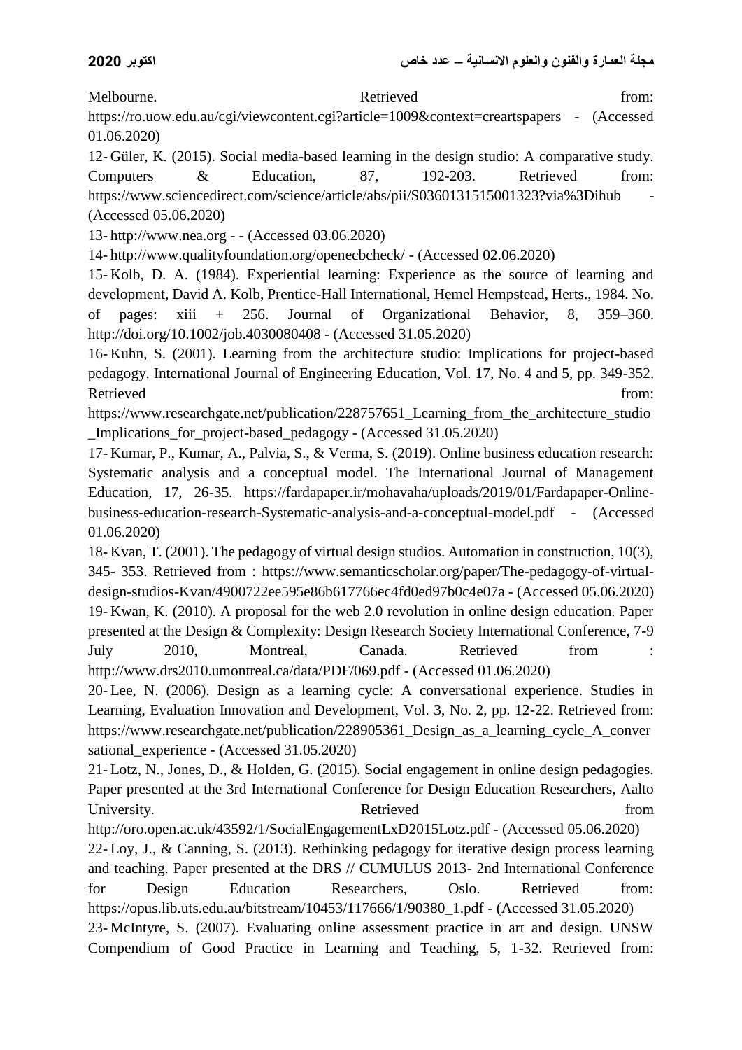Melbourne. Retrieved from: https://ro.uow.edu.au/cgi/viewcontent.cgi?article=1009&context=creartspapers - (Accessed 01.06.2020)

12- Güler, K. (2015). Social media-based learning in the design studio: A comparative study. Computers & Education, 87, 192-203. Retrieved from: https://www.sciencedirect.com/science/article/abs/pii/S0360131515001323?via%3Dihub - (Accessed 05.06.2020)

13- http://www.nea.org - - (Accessed 03.06.2020)

14- http://www.qualityfoundation.org/openecbcheck/ - (Accessed 02.06.2020)

15- Kolb, D. A. (1984). Experiential learning: Experience as the source of learning and development, David A. Kolb, Prentice-Hall International, Hemel Hempstead, Herts., 1984. No. of pages: xiii + 256. Journal of Organizational Behavior, 8, 359–360. http://doi.org/10.1002/job.4030080408 - (Accessed 31.05.2020)

16- Kuhn, S. (2001). Learning from the architecture studio: Implications for project-based pedagogy. International Journal of Engineering Education, Vol. 17, No. 4 and 5, pp. 349-352. Retrieved from: https://www.researchgate.net/publication/228757651_Learning_from_the_architecture_studio_Implications_for_project-based_pedagogy - (Accessed 31.05.2020)

17- Kumar, P., Kumar, A., Palvia, S., & Verma, S. (2019). Online business education research: Systematic analysis and a conceptual model. The International Journal of Management Education, 17, 26-35. https://fardapaper.ir/mohavaha/uploads/2019/01/Fardapaper-Online-business-education-research-Systematic-analysis-and-a-conceptual-model.pdf - (Accessed 01.06.2020)

18- Kvan, T. (2001). The pedagogy of virtual design studios. Automation in construction, 10(3), 345- 353. Retrieved from : https://www.semanticscholar.org/paper/The-pedagogy-of-virtual-design-studios-Kvan/4900722ee595e86b617766ec4fd0ed97b0c4e07a - (Accessed 05.06.2020)

19- Kwan, K. (2010). A proposal for the web 2.0 revolution in online design education. Paper presented at the Design & Complexity: Design Research Society International Conference, 7-9 July 2010, Montreal, Canada. Retrieved from : http://www.drs2010.umontreal.ca/data/PDF/069.pdf - (Accessed 01.06.2020)

20- Lee, N. (2006). Design as a learning cycle: A conversational experience. Studies in Learning, Evaluation Innovation and Development, Vol. 3, No. 2, pp. 12-22. Retrieved from: https://www.researchgate.net/publication/228905361_Design_as_a_learning_cycle_A_conversational_experience - (Accessed 31.05.2020)

21- Lotz, N., Jones, D., & Holden, G. (2015). Social engagement in online design pedagogies. Paper presented at the 3rd International Conference for Design Education Researchers, Aalto University. Retrieved from http://oro.open.ac.uk/43592/1/SocialEngagementLxD2015Lotz.pdf - (Accessed 05.06.2020)

22- Loy, J., & Canning, S. (2013). Rethinking pedagogy for iterative design process learning and teaching. Paper presented at the DRS // CUMULUS 2013- 2nd International Conference for Design Education Researchers, Oslo. Retrieved from: https://opus.lib.uts.edu.au/bitstream/10453/117666/1/90380_1.pdf - (Accessed 31.05.2020)

23- McIntyre, S. (2007). Evaluating online assessment practice in art and design. UNSW Compendium of Good Practice in Learning and Teaching, 5, 1-32. Retrieved from: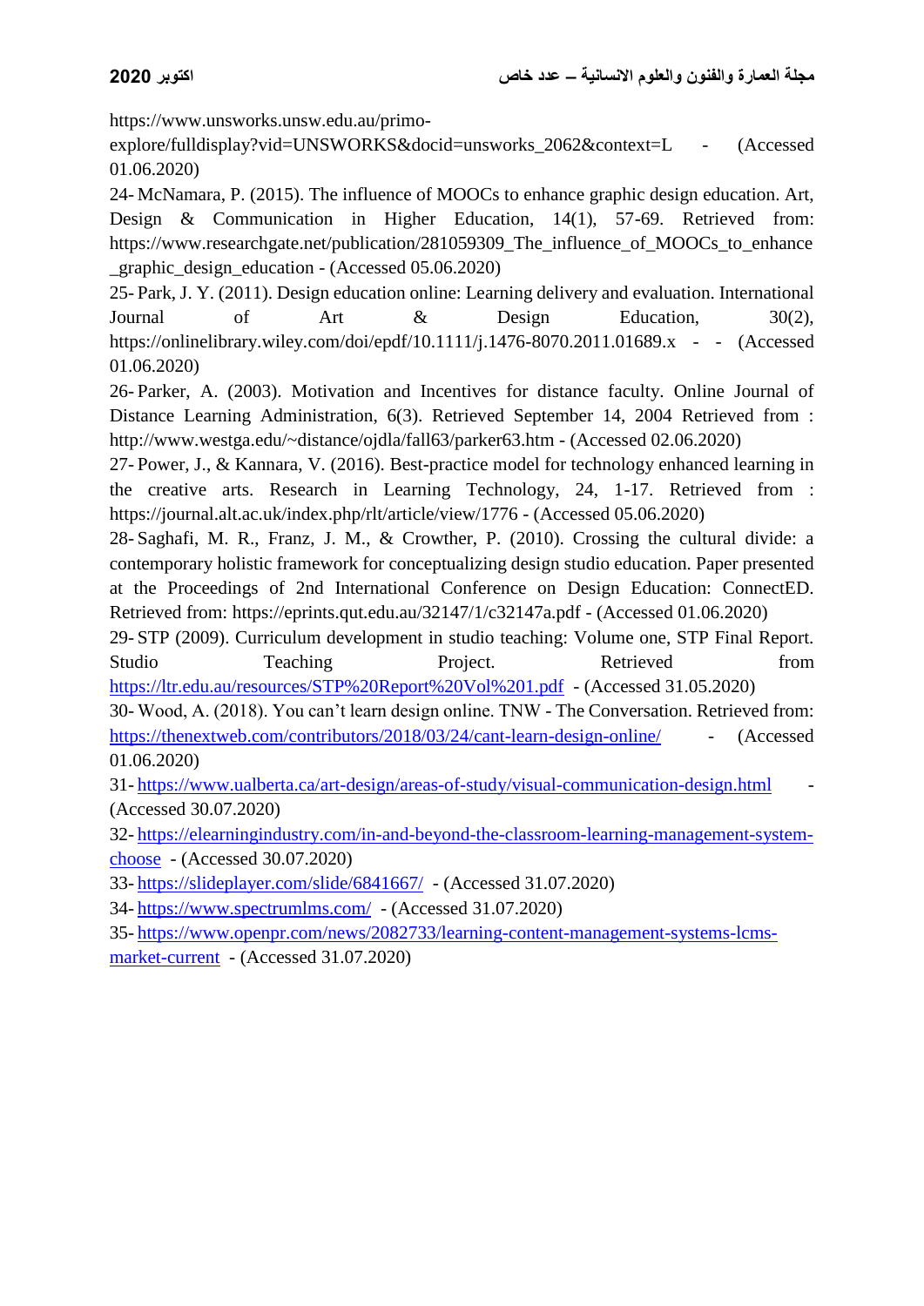https://www.unsworks.unsw.edu.au/primo-explore/fulldisplay?vid=UNSWORKS&docid=unsworks_2062&context=L - (Accessed 01.06.2020)

24- McNamara, P. (2015). The influence of MOOCs to enhance graphic design education. Art, Design & Communication in Higher Education, 14(1), 57-69. Retrieved from: https://www.researchgate.net/publication/281059309_The_influence_of_MOOCs_to_enhance_graphic_design_education - (Accessed 05.06.2020)

25- Park, J. Y. (2011). Design education online: Learning delivery and evaluation. International Journal of Art & Design Education, 30(2), https://onlinelibrary.wiley.com/doi/epdf/10.1111/j.1476-8070.2011.01689.x - - (Accessed 01.06.2020)

26- Parker, A. (2003). Motivation and Incentives for distance faculty. Online Journal of Distance Learning Administration, 6(3). Retrieved September 14, 2004 Retrieved from : http://www.westga.edu/~distance/ojdla/fall63/parker63.htm - (Accessed 02.06.2020)

27- Power, J., & Kannara, V. (2016). Best-practice model for technology enhanced learning in the creative arts. Research in Learning Technology, 24, 1-17. Retrieved from : https://journal.alt.ac.uk/index.php/rlt/article/view/1776 - (Accessed 05.06.2020)

28- Saghafi, M. R., Franz, J. M., & Crowther, P. (2010). Crossing the cultural divide: a contemporary holistic framework for conceptualizing design studio education. Paper presented at the Proceedings of 2nd International Conference on Design Education: ConnectED. Retrieved from: https://eprints.qut.edu.au/32147/1/c32147a.pdf - (Accessed 01.06.2020)

29- STP (2009). Curriculum development in studio teaching: Volume one, STP Final Report. Studio Teaching Project. Retrieved from https://ltr.edu.au/resources/STP%20Report%20Vol%201.pdf - (Accessed 31.05.2020)

30- Wood, A. (2018). You can't learn design online. TNW - The Conversation. Retrieved from: https://thenextweb.com/contributors/2018/03/24/cant-learn-design-online/ - (Accessed 01.06.2020)

31- https://www.ualberta.ca/art-design/areas-of-study/visual-communication-design.html - (Accessed 30.07.2020)

32- https://elearningindustry.com/in-and-beyond-the-classroom-learning-management-system-choose - (Accessed 30.07.2020)

33- https://slideplayer.com/slide/6841667/ - (Accessed 31.07.2020)

34- https://www.spectrumlms.com/ - (Accessed 31.07.2020)

35- https://www.openpr.com/news/2082733/learning-content-management-systems-lcms-market-current - (Accessed 31.07.2020)